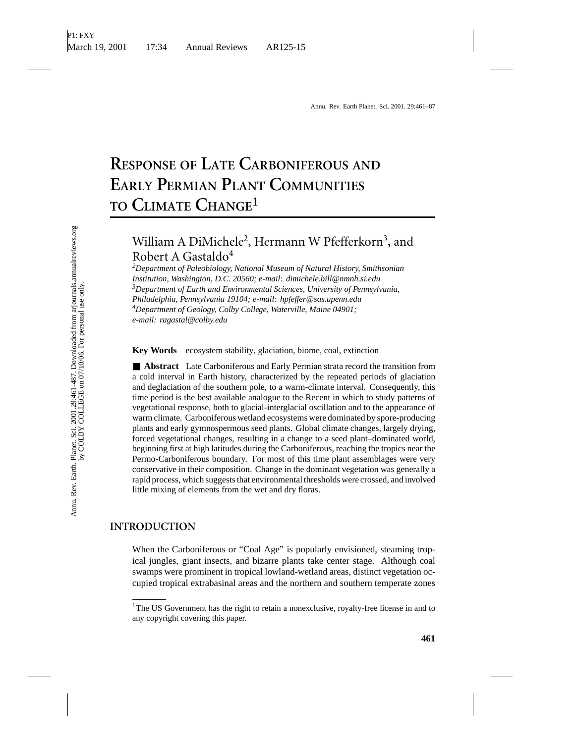# Response of Late Carboniferous and Early Permian Plant Communities to Climate Change[1]

William A DiMichele[2], Hermann W Pfefferkorn[3], and Robert A Gastaldo[4]

[2]*Department of Paleobiology, National Museum of Natural History, Smithsonian Institution, Washington, D.C. 20560; e-mail: dimichele.bill@nmnh.si.edu*
[3]*Department of Earth and Environmental Sciences, University of Pennsylvania, Philadelphia, Pennsylvania 19104; e-mail: hpfeffer@sas.upenn.edu*
[4]*Department of Geology, Colby College, Waterville, Maine 04901; e-mail: ragastal@colby.edu*

**Key Words** ecosystem stability, glaciation, biome, coal, extinction

■ **Abstract** Late Carboniferous and Early Permian strata record the transition from a cold interval in Earth history, characterized by the repeated periods of glaciation and deglaciation of the southern pole, to a warm-climate interval. Consequently, this time period is the best available analogue to the Recent in which to study patterns of vegetational response, both to glacial-interglacial oscillation and to the appearance of warm climate. Carboniferous wetland ecosystems were dominated by spore-producing plants and early gymnospermous seed plants. Global climate changes, largely drying, forced vegetational changes, resulting in a change to a seed plant–dominated world, beginning first at high latitudes during the Carboniferous, reaching the tropics near the Permo-Carboniferous boundary. For most of this time plant assemblages were very conservative in their composition. Change in the dominant vegetation was generally a rapid process, which suggests that environmental thresholds were crossed, and involved little mixing of elements from the wet and dry floras.

## INTRODUCTION

When the Carboniferous or "Coal Age" is popularly envisioned, steaming tropical jungles, giant insects, and bizarre plants take center stage. Although coal swamps were prominent in tropical lowland-wetland areas, distinct vegetation occupied tropical extrabasinal areas and the northern and southern temperate zones

[1]The US Government has the right to retain a nonexclusive, royalty-free license in and to any copyright covering this paper.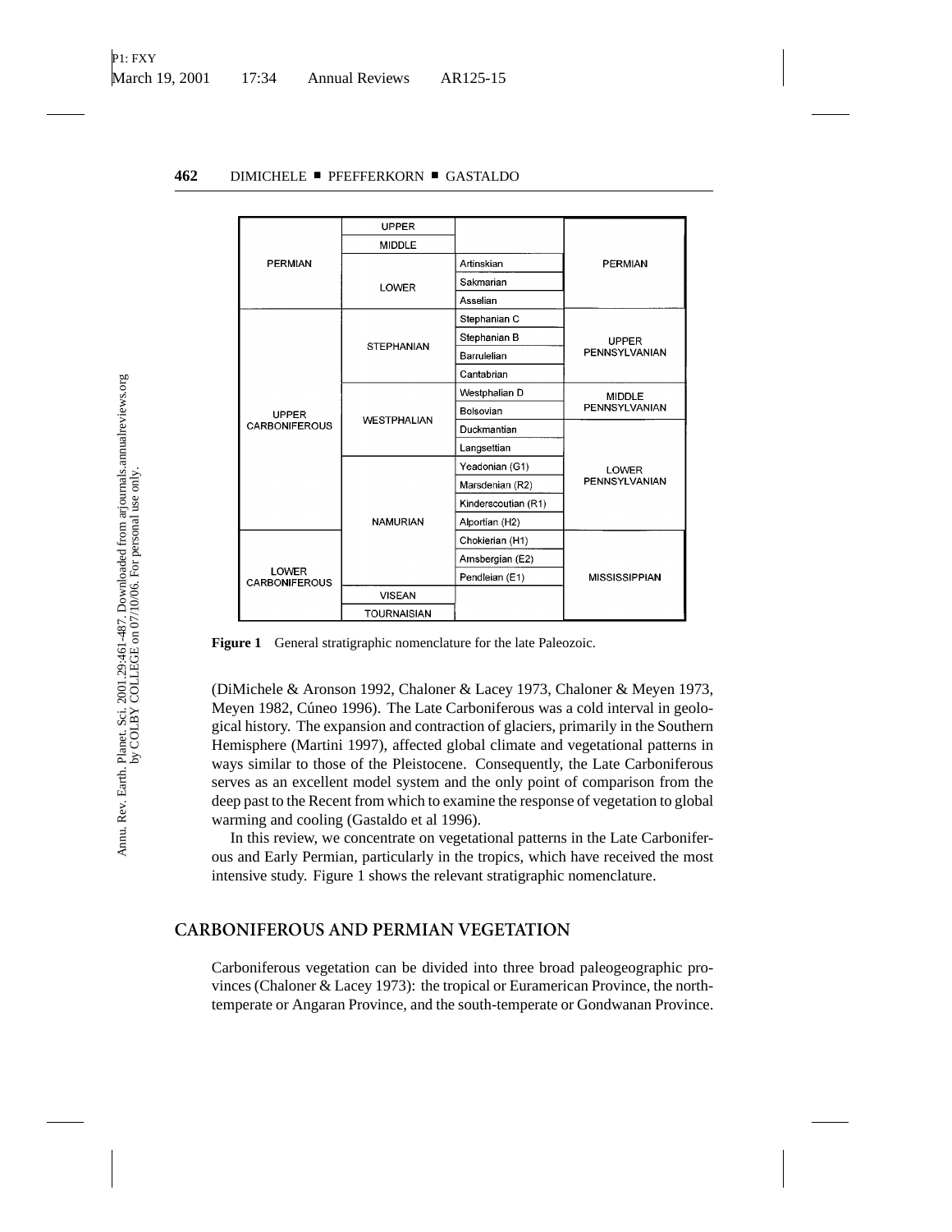| | | | |
|---|---|---|---|
| PERMIAN | UPPER | | PERMIAN |
| | MIDDLE | | |
| | LOWER | Artinskian | |
| | | Sakmarian | |
| | | Asselian | |
| UPPER CARBONIFEROUS | STEPHANIAN | Stephanian C | UPPER PENNSYLVANIAN |
| | | Stephanian B | |
| | | Barrulelian | |
| | | Cantabrian | |
| | WESTPHALIAN | Westphalian D | MIDDLE PENNSYLVANIAN |
| | | Bolsovian | |
| | | Duckmantian | LOWER PENNSYLVANIAN |
| | | Langsettian | |
| | NAMURIAN | Yeadonian (G1) | |
| | | Marsdenian (R2) | |
| | | Kinderscoutian (R1) | |
| | | Alportian (H2) | |
| LOWER CARBONIFEROUS | | Chokierian (H1) | MISSISSIPPIAN |
| | | Arnsbergian (E2) | |
| | | Pendleian (E1) | |
| | VISEAN | | |
| | TOURNAISIAN | | |

**Figure 1** General stratigraphic nomenclature for the late Paleozoic.

(DiMichele & Aronson 1992, Chaloner & Lacey 1973, Chaloner & Meyen 1973, Meyen 1982, Cúneo 1996). The Late Carboniferous was a cold interval in geological history. The expansion and contraction of glaciers, primarily in the Southern Hemisphere (Martini 1997), affected global climate and vegetational patterns in ways similar to those of the Pleistocene. Consequently, the Late Carboniferous serves as an excellent model system and the only point of comparison from the deep past to the Recent from which to examine the response of vegetation to global warming and cooling (Gastaldo et al 1996).

In this review, we concentrate on vegetational patterns in the Late Carboniferous and Early Permian, particularly in the tropics, which have received the most intensive study. Figure 1 shows the relevant stratigraphic nomenclature.

## CARBONIFEROUS AND PERMIAN VEGETATION

Carboniferous vegetation can be divided into three broad paleogeographic provinces (Chaloner & Lacey 1973): the tropical or Euramerican Province, the north-temperate or Angaran Province, and the south-temperate or Gondwanan Province.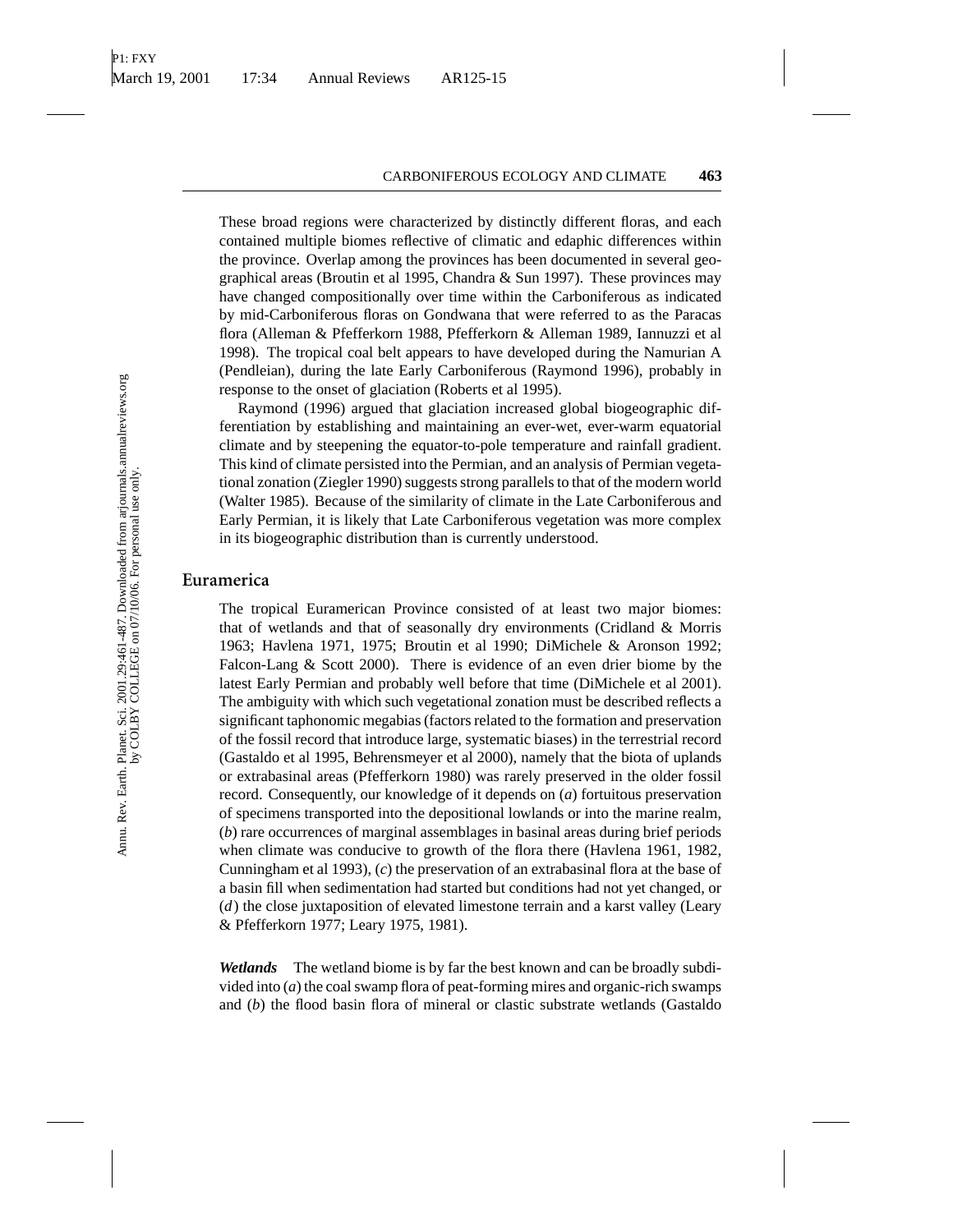These broad regions were characterized by distinctly different floras, and each contained multiple biomes reflective of climatic and edaphic differences within the province. Overlap among the provinces has been documented in several geographical areas (Broutin et al 1995, Chandra & Sun 1997). These provinces may have changed compositionally over time within the Carboniferous as indicated by mid-Carboniferous floras on Gondwana that were referred to as the Paracas flora (Alleman & Pfefferkorn 1988, Pfefferkorn & Alleman 1989, Iannuzzi et al 1998). The tropical coal belt appears to have developed during the Namurian A (Pendleian), during the late Early Carboniferous (Raymond 1996), probably in response to the onset of glaciation (Roberts et al 1995).

Raymond (1996) argued that glaciation increased global biogeographic differentiation by establishing and maintaining an ever-wet, ever-warm equatorial climate and by steepening the equator-to-pole temperature and rainfall gradient. This kind of climate persisted into the Permian, and an analysis of Permian vegetational zonation (Ziegler 1990) suggests strong parallels to that of the modern world (Walter 1985). Because of the similarity of climate in the Late Carboniferous and Early Permian, it is likely that Late Carboniferous vegetation was more complex in its biogeographic distribution than is currently understood.

## Euramerica

The tropical Euramerican Province consisted of at least two major biomes: that of wetlands and that of seasonally dry environments (Cridland & Morris 1963; Havlena 1971, 1975; Broutin et al 1990; DiMichele & Aronson 1992; Falcon-Lang & Scott 2000). There is evidence of an even drier biome by the latest Early Permian and probably well before that time (DiMichele et al 2001). The ambiguity with which such vegetational zonation must be described reflects a significant taphonomic megabias (factors related to the formation and preservation of the fossil record that introduce large, systematic biases) in the terrestrial record (Gastaldo et al 1995, Behrensmeyer et al 2000), namely that the biota of uplands or extrabasinal areas (Pfefferkorn 1980) was rarely preserved in the older fossil record. Consequently, our knowledge of it depends on (*a*) fortuitous preservation of specimens transported into the depositional lowlands or into the marine realm, (*b*) rare occurrences of marginal assemblages in basinal areas during brief periods when climate was conducive to growth of the flora there (Havlena 1961, 1982, Cunningham et al 1993), (*c*) the preservation of an extrabasinal flora at the base of a basin fill when sedimentation had started but conditions had not yet changed, or (*d*) the close juxtaposition of elevated limestone terrain and a karst valley (Leary & Pfefferkorn 1977; Leary 1975, 1981).

***Wetlands*** The wetland biome is by far the best known and can be broadly subdivided into (*a*) the coal swamp flora of peat-forming mires and organic-rich swamps and (*b*) the flood basin flora of mineral or clastic substrate wetlands (Gastaldo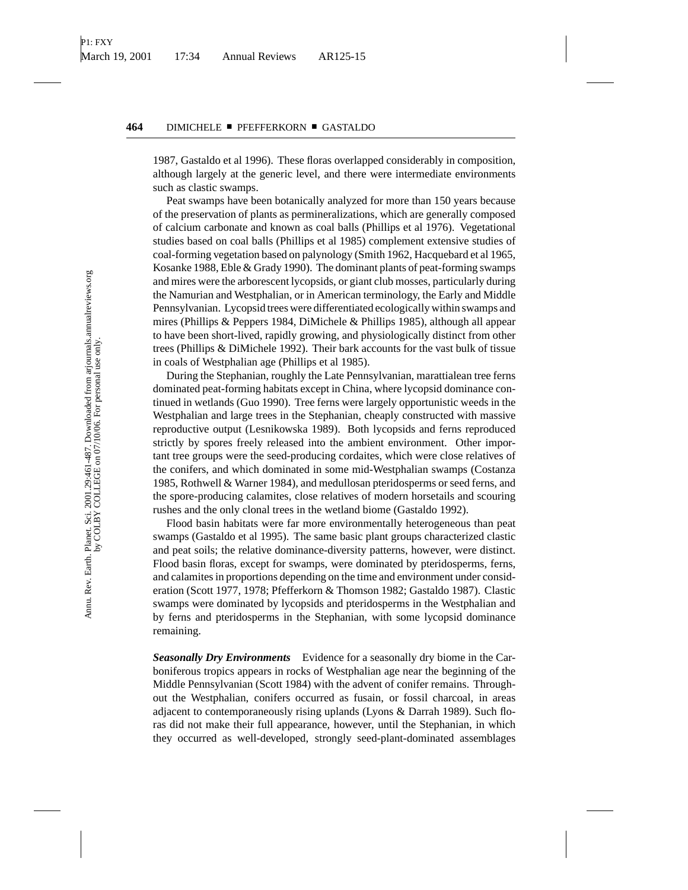1987, Gastaldo et al 1996). These floras overlapped considerably in composition, although largely at the generic level, and there were intermediate environments such as clastic swamps.

Peat swamps have been botanically analyzed for more than 150 years because of the preservation of plants as permineralizations, which are generally composed of calcium carbonate and known as coal balls (Phillips et al 1976). Vegetational studies based on coal balls (Phillips et al 1985) complement extensive studies of coal-forming vegetation based on palynology (Smith 1962, Hacquebard et al 1965, Kosanke 1988, Eble & Grady 1990). The dominant plants of peat-forming swamps and mires were the arborescent lycopsids, or giant club mosses, particularly during the Namurian and Westphalian, or in American terminology, the Early and Middle Pennsylvanian. Lycopsid trees were differentiated ecologically within swamps and mires (Phillips & Peppers 1984, DiMichele & Phillips 1985), although all appear to have been short-lived, rapidly growing, and physiologically distinct from other trees (Phillips & DiMichele 1992). Their bark accounts for the vast bulk of tissue in coals of Westphalian age (Phillips et al 1985).

During the Stephanian, roughly the Late Pennsylvanian, marattialean tree ferns dominated peat-forming habitats except in China, where lycopsid dominance continued in wetlands (Guo 1990). Tree ferns were largely opportunistic weeds in the Westphalian and large trees in the Stephanian, cheaply constructed with massive reproductive output (Lesnikowska 1989). Both lycopsids and ferns reproduced strictly by spores freely released into the ambient environment. Other important tree groups were the seed-producing cordaites, which were close relatives of the conifers, and which dominated in some mid-Westphalian swamps (Costanza 1985, Rothwell & Warner 1984), and medullosan pteridosperms or seed ferns, and the spore-producing calamites, close relatives of modern horsetails and scouring rushes and the only clonal trees in the wetland biome (Gastaldo 1992).

Flood basin habitats were far more environmentally heterogeneous than peat swamps (Gastaldo et al 1995). The same basic plant groups characterized clastic and peat soils; the relative dominance-diversity patterns, however, were distinct. Flood basin floras, except for swamps, were dominated by pteridosperms, ferns, and calamites in proportions depending on the time and environment under consideration (Scott 1977, 1978; Pfefferkorn & Thomson 1982; Gastaldo 1987). Clastic swamps were dominated by lycopsids and pteridosperms in the Westphalian and by ferns and pteridosperms in the Stephanian, with some lycopsid dominance remaining.

***Seasonally Dry Environments*** Evidence for a seasonally dry biome in the Carboniferous tropics appears in rocks of Westphalian age near the beginning of the Middle Pennsylvanian (Scott 1984) with the advent of conifer remains. Throughout the Westphalian, conifers occurred as fusain, or fossil charcoal, in areas adjacent to contemporaneously rising uplands (Lyons & Darrah 1989). Such floras did not make their full appearance, however, until the Stephanian, in which they occurred as well-developed, strongly seed-plant-dominated assemblages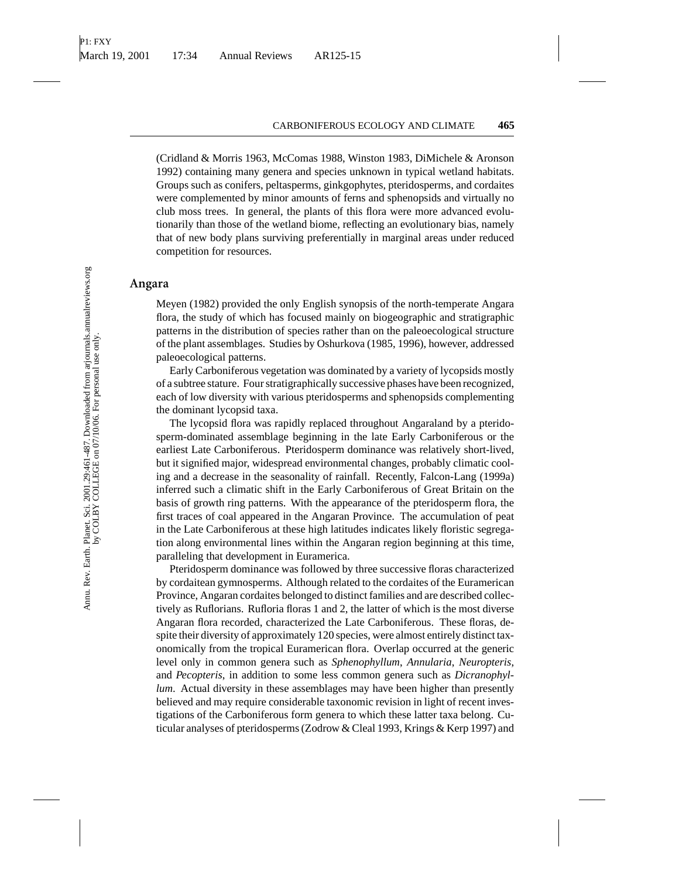(Cridland & Morris 1963, McComas 1988, Winston 1983, DiMichele & Aronson 1992) containing many genera and species unknown in typical wetland habitats. Groups such as conifers, peltasperms, ginkgophytes, pteridosperms, and cordaites were complemented by minor amounts of ferns and sphenopsids and virtually no club moss trees. In general, the plants of this flora were more advanced evolutionarily than those of the wetland biome, reflecting an evolutionary bias, namely that of new body plans surviving preferentially in marginal areas under reduced competition for resources.

## Angara

Meyen (1982) provided the only English synopsis of the north-temperate Angara flora, the study of which has focused mainly on biogeographic and stratigraphic patterns in the distribution of species rather than on the paleoecological structure of the plant assemblages. Studies by Oshurkova (1985, 1996), however, addressed paleoecological patterns.

Early Carboniferous vegetation was dominated by a variety of lycopsids mostly of a subtree stature. Four stratigraphically successive phases have been recognized, each of low diversity with various pteridosperms and sphenopsids complementing the dominant lycopsid taxa.

The lycopsid flora was rapidly replaced throughout Angaraland by a pteridosperm-dominated assemblage beginning in the late Early Carboniferous or the earliest Late Carboniferous. Pteridosperm dominance was relatively short-lived, but it signified major, widespread environmental changes, probably climatic cooling and a decrease in the seasonality of rainfall. Recently, Falcon-Lang (1999a) inferred such a climatic shift in the Early Carboniferous of Great Britain on the basis of growth ring patterns. With the appearance of the pteridosperm flora, the first traces of coal appeared in the Angaran Province. The accumulation of peat in the Late Carboniferous at these high latitudes indicates likely floristic segregation along environmental lines within the Angaran region beginning at this time, paralleling that development in Euramerica.

Pteridosperm dominance was followed by three successive floras characterized by cordaitean gymnosperms. Although related to the cordaites of the Euramerican Province, Angaran cordaites belonged to distinct families and are described collectively as Ruflorians. Rufloria floras 1 and 2, the latter of which is the most diverse Angaran flora recorded, characterized the Late Carboniferous. These floras, despite their diversity of approximately 120 species, were almost entirely distinct taxonomically from the tropical Euramerican flora. Overlap occurred at the generic level only in common genera such as *Sphenophyllum*, *Annularia*, *Neuropteris*, and *Pecopteris*, in addition to some less common genera such as *Dicranophyllum*. Actual diversity in these assemblages may have been higher than presently believed and may require considerable taxonomic revision in light of recent investigations of the Carboniferous form genera to which these latter taxa belong. Cuticular analyses of pteridosperms (Zodrow & Cleal 1993, Krings & Kerp 1997) and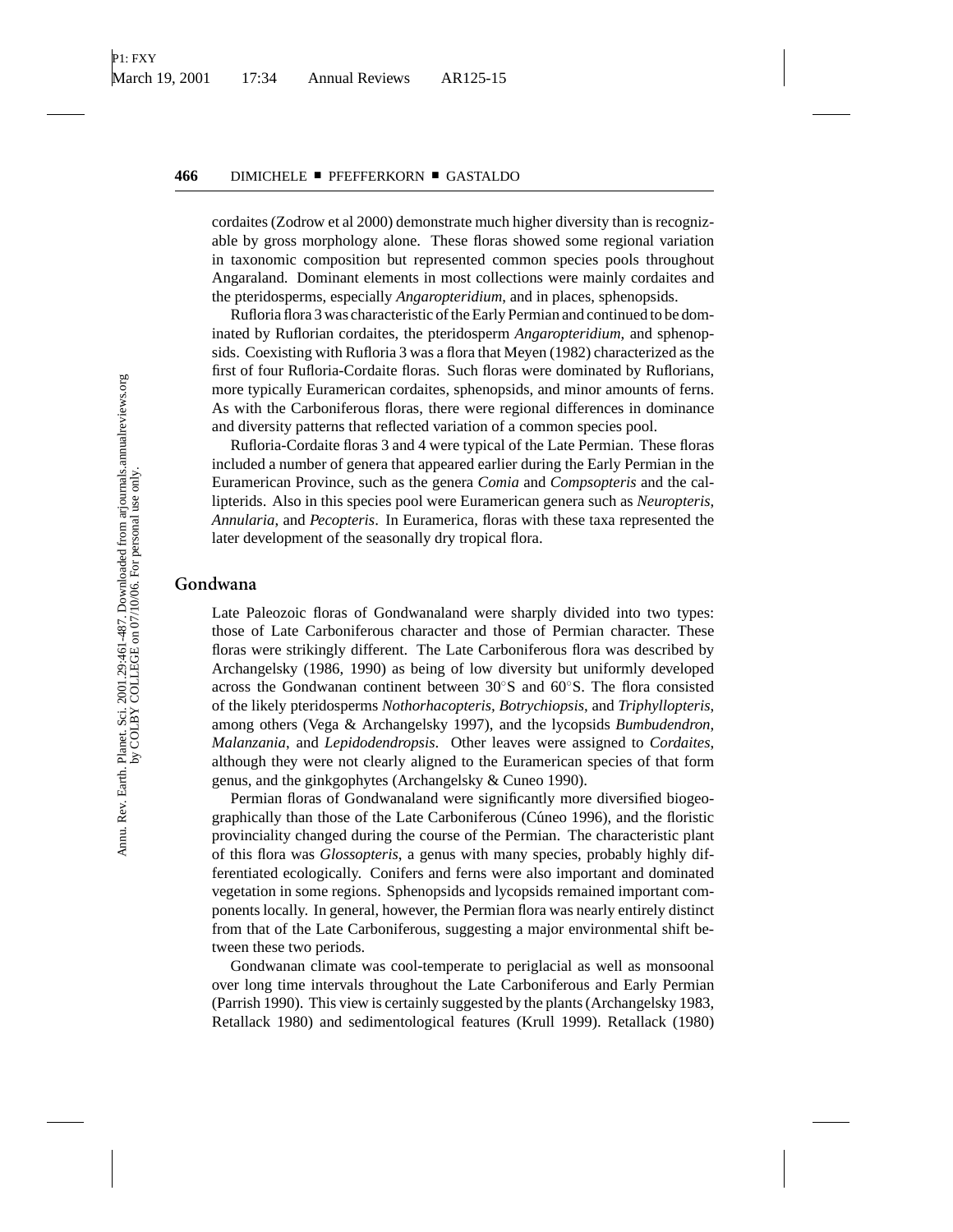cordaites (Zodrow et al 2000) demonstrate much higher diversity than is recognizable by gross morphology alone. These floras showed some regional variation in taxonomic composition but represented common species pools throughout Angaraland. Dominant elements in most collections were mainly cordaites and the pteridosperms, especially *Angaropteridium*, and in places, sphenopsids.

Rufloria flora 3 was characteristic of the Early Permian and continued to be dominated by Ruflorian cordaites, the pteridosperm *Angaropteridium*, and sphenopsids. Coexisting with Rufloria 3 was a flora that Meyen (1982) characterized as the first of four Rufloria-Cordaite floras. Such floras were dominated by Ruflorians, more typically Euramerican cordaites, sphenopsids, and minor amounts of ferns. As with the Carboniferous floras, there were regional differences in dominance and diversity patterns that reflected variation of a common species pool.

Rufloria-Cordaite floras 3 and 4 were typical of the Late Permian. These floras included a number of genera that appeared earlier during the Early Permian in the Euramerican Province, such as the genera *Comia* and *Compsopteris* and the callipterids. Also in this species pool were Euramerican genera such as *Neuropteris*, *Annularia*, and *Pecopteris*. In Euramerica, floras with these taxa represented the later development of the seasonally dry tropical flora.

## Gondwana

Late Paleozoic floras of Gondwanaland were sharply divided into two types: those of Late Carboniferous character and those of Permian character. These floras were strikingly different. The Late Carboniferous flora was described by Archangelsky (1986, 1990) as being of low diversity but uniformly developed across the Gondwanan continent between 30°S and 60°S. The flora consisted of the likely pteridosperms *Nothorhacopteris*, *Botrychiopsis*, and *Triphyllopteris*, among others (Vega & Archangelsky 1997), and the lycopsids *Bumbudendron*, *Malanzania*, and *Lepidodendropsis*. Other leaves were assigned to *Cordaites*, although they were not clearly aligned to the Euramerican species of that form genus, and the ginkgophytes (Archangelsky & Cuneo 1990).

Permian floras of Gondwanaland were significantly more diversified biogeographically than those of the Late Carboniferous (Cúneo 1996), and the floristic provinciality changed during the course of the Permian. The characteristic plant of this flora was *Glossopteris*, a genus with many species, probably highly differentiated ecologically. Conifers and ferns were also important and dominated vegetation in some regions. Sphenopsids and lycopsids remained important components locally. In general, however, the Permian flora was nearly entirely distinct from that of the Late Carboniferous, suggesting a major environmental shift between these two periods.

Gondwanan climate was cool-temperate to periglacial as well as monsoonal over long time intervals throughout the Late Carboniferous and Early Permian (Parrish 1990). This view is certainly suggested by the plants (Archangelsky 1983, Retallack 1980) and sedimentological features (Krull 1999). Retallack (1980)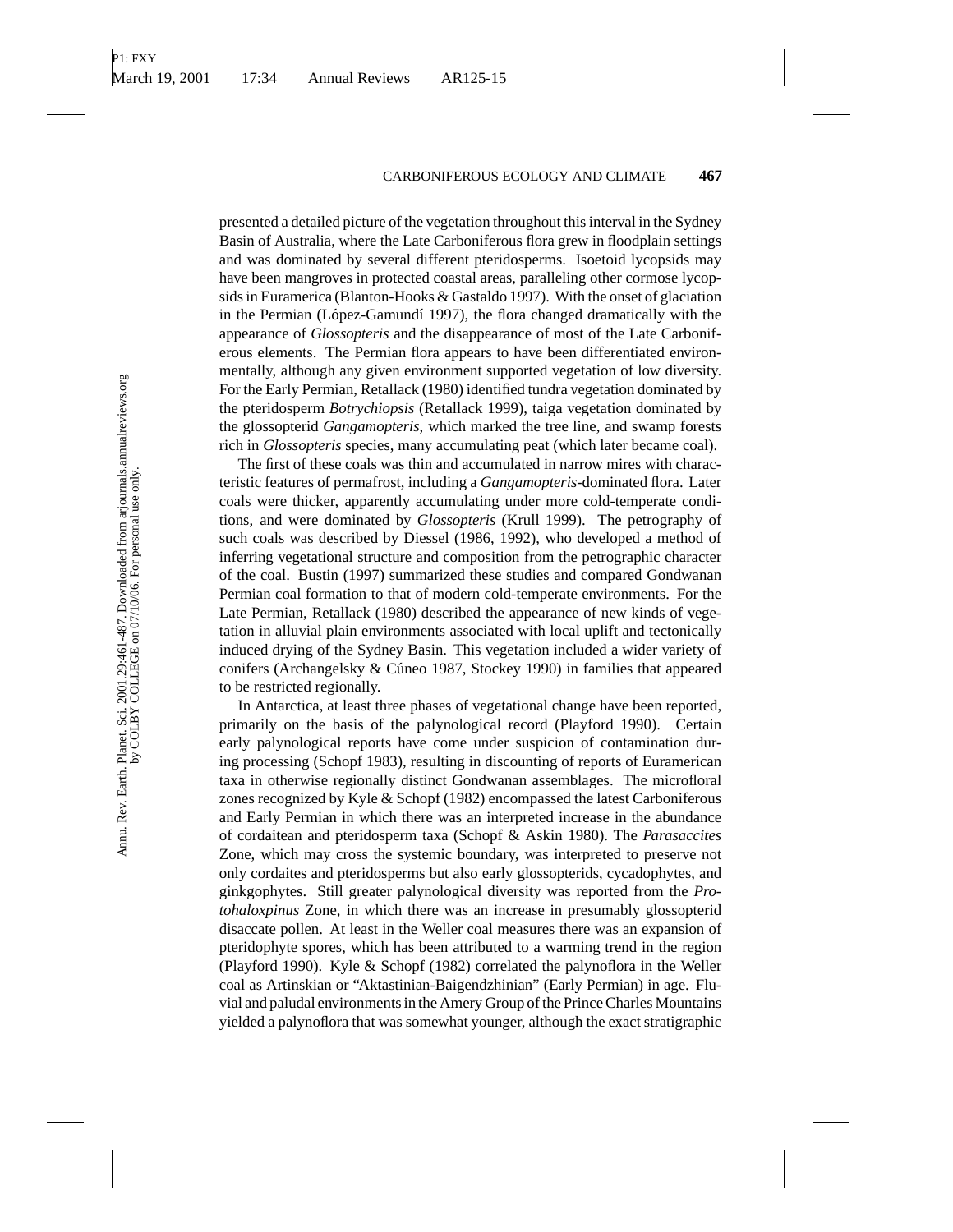presented a detailed picture of the vegetation throughout this interval in the Sydney Basin of Australia, where the Late Carboniferous flora grew in floodplain settings and was dominated by several different pteridosperms. Isoetoid lycopsids may have been mangroves in protected coastal areas, paralleling other cormose lycopsids in Euramerica (Blanton-Hooks & Gastaldo 1997). With the onset of glaciation in the Permian (López-Gamundí 1997), the flora changed dramatically with the appearance of *Glossopteris* and the disappearance of most of the Late Carboniferous elements. The Permian flora appears to have been differentiated environmentally, although any given environment supported vegetation of low diversity. For the Early Permian, Retallack (1980) identified tundra vegetation dominated by the pteridosperm *Botrychiopsis* (Retallack 1999), taiga vegetation dominated by the glossopterid *Gangamopteris*, which marked the tree line, and swamp forests rich in *Glossopteris* species, many accumulating peat (which later became coal).

The first of these coals was thin and accumulated in narrow mires with characteristic features of permafrost, including a *Gangamopteris*-dominated flora. Later coals were thicker, apparently accumulating under more cold-temperate conditions, and were dominated by *Glossopteris* (Krull 1999). The petrography of such coals was described by Diessel (1986, 1992), who developed a method of inferring vegetational structure and composition from the petrographic character of the coal. Bustin (1997) summarized these studies and compared Gondwanan Permian coal formation to that of modern cold-temperate environments. For the Late Permian, Retallack (1980) described the appearance of new kinds of vegetation in alluvial plain environments associated with local uplift and tectonically induced drying of the Sydney Basin. This vegetation included a wider variety of conifers (Archangelsky & Cúneo 1987, Stockey 1990) in families that appeared to be restricted regionally.

In Antarctica, at least three phases of vegetational change have been reported, primarily on the basis of the palynological record (Playford 1990). Certain early palynological reports have come under suspicion of contamination during processing (Schopf 1983), resulting in discounting of reports of Euramerican taxa in otherwise regionally distinct Gondwanan assemblages. The microfloral zones recognized by Kyle & Schopf (1982) encompassed the latest Carboniferous and Early Permian in which there was an interpreted increase in the abundance of cordaitean and pteridosperm taxa (Schopf & Askin 1980). The *Parasaccites* Zone, which may cross the systemic boundary, was interpreted to preserve not only cordaites and pteridosperms but also early glossopterids, cycadophytes, and ginkgophytes. Still greater palynological diversity was reported from the *Protohaloxpinus* Zone, in which there was an increase in presumably glossopterid disaccate pollen. At least in the Weller coal measures there was an expansion of pteridophyte spores, which has been attributed to a warming trend in the region (Playford 1990). Kyle & Schopf (1982) correlated the palynoflora in the Weller coal as Artinskian or "Aktastinian-Baigendzhinian" (Early Permian) in age. Fluvial and paludal environments in the Amery Group of the Prince Charles Mountains yielded a palynoflora that was somewhat younger, although the exact stratigraphic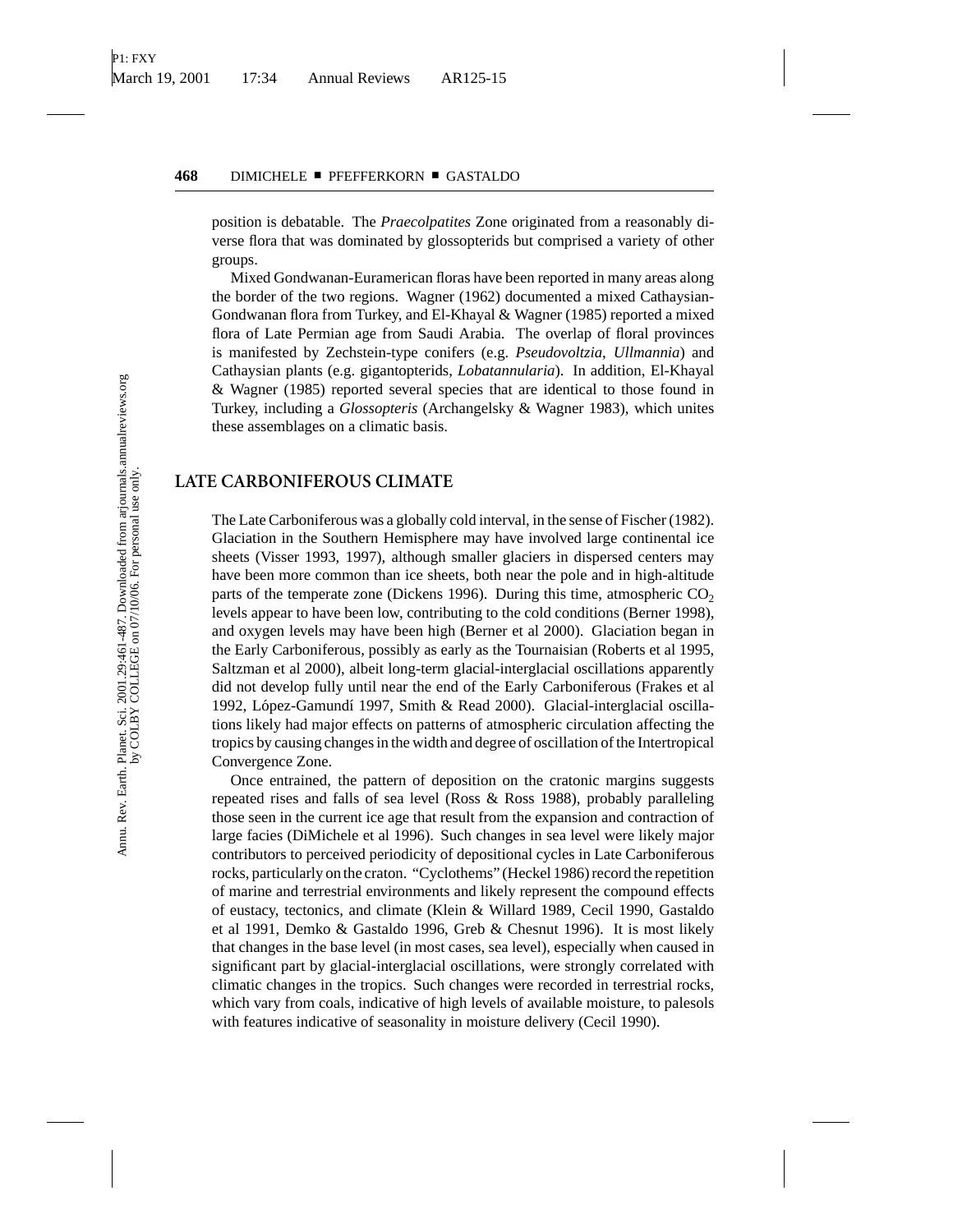position is debatable. The *Praecolpatites* Zone originated from a reasonably diverse flora that was dominated by glossopterids but comprised a variety of other groups.

Mixed Gondwanan-Euramerican floras have been reported in many areas along the border of the two regions. Wagner (1962) documented a mixed Cathaysian-Gondwanan flora from Turkey, and El-Khayal & Wagner (1985) reported a mixed flora of Late Permian age from Saudi Arabia. The overlap of floral provinces is manifested by Zechstein-type conifers (e.g. *Pseudovoltzia*, *Ullmannia*) and Cathaysian plants (e.g. gigantopterids, *Lobatannularia*). In addition, El-Khayal & Wagner (1985) reported several species that are identical to those found in Turkey, including a *Glossopteris* (Archangelsky & Wagner 1983), which unites these assemblages on a climatic basis.

## LATE CARBONIFEROUS CLIMATE

The Late Carboniferous was a globally cold interval, in the sense of Fischer (1982). Glaciation in the Southern Hemisphere may have involved large continental ice sheets (Visser 1993, 1997), although smaller glaciers in dispersed centers may have been more common than ice sheets, both near the pole and in high-altitude parts of the temperate zone (Dickens 1996). During this time, atmospheric $CO_2$ levels appear to have been low, contributing to the cold conditions (Berner 1998), and oxygen levels may have been high (Berner et al 2000). Glaciation began in the Early Carboniferous, possibly as early as the Tournaisian (Roberts et al 1995, Saltzman et al 2000), albeit long-term glacial-interglacial oscillations apparently did not develop fully until near the end of the Early Carboniferous (Frakes et al 1992, López-Gamundí 1997, Smith & Read 2000). Glacial-interglacial oscillations likely had major effects on patterns of atmospheric circulation affecting the tropics by causing changes in the width and degree of oscillation of the Intertropical Convergence Zone.

Once entrained, the pattern of deposition on the cratonic margins suggests repeated rises and falls of sea level (Ross & Ross 1988), probably paralleling those seen in the current ice age that result from the expansion and contraction of large facies (DiMichele et al 1996). Such changes in sea level were likely major contributors to perceived periodicity of depositional cycles in Late Carboniferous rocks, particularly on the craton. "Cyclothems" (Heckel 1986) record the repetition of marine and terrestrial environments and likely represent the compound effects of eustacy, tectonics, and climate (Klein & Willard 1989, Cecil 1990, Gastaldo et al 1991, Demko & Gastaldo 1996, Greb & Chesnut 1996). It is most likely that changes in the base level (in most cases, sea level), especially when caused in significant part by glacial-interglacial oscillations, were strongly correlated with climatic changes in the tropics. Such changes were recorded in terrestrial rocks, which vary from coals, indicative of high levels of available moisture, to palesols with features indicative of seasonality in moisture delivery (Cecil 1990).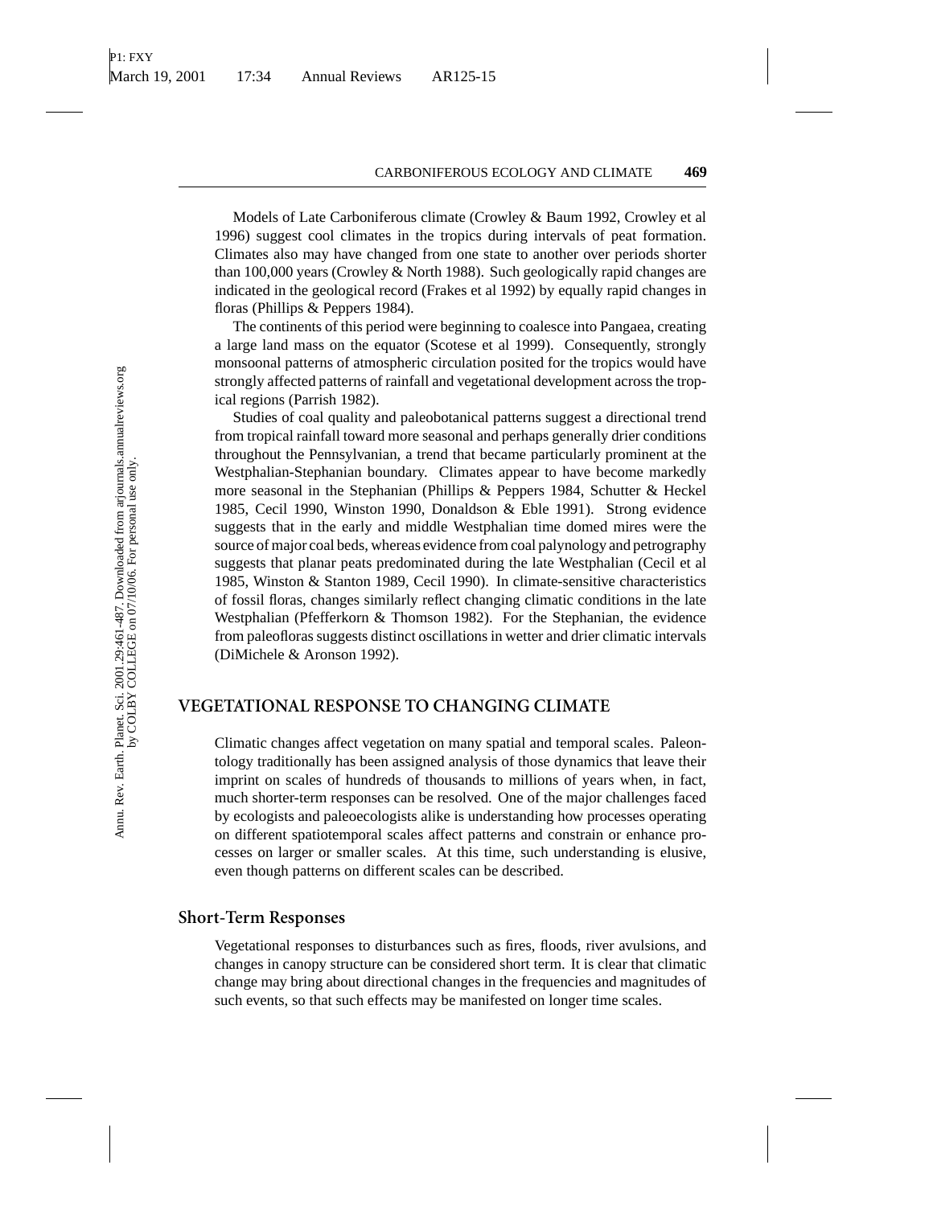Models of Late Carboniferous climate (Crowley & Baum 1992, Crowley et al 1996) suggest cool climates in the tropics during intervals of peat formation. Climates also may have changed from one state to another over periods shorter than 100,000 years (Crowley & North 1988). Such geologically rapid changes are indicated in the geological record (Frakes et al 1992) by equally rapid changes in floras (Phillips & Peppers 1984).

The continents of this period were beginning to coalesce into Pangaea, creating a large land mass on the equator (Scotese et al 1999). Consequently, strongly monsoonal patterns of atmospheric circulation posited for the tropics would have strongly affected patterns of rainfall and vegetational development across the tropical regions (Parrish 1982).

Studies of coal quality and paleobotanical patterns suggest a directional trend from tropical rainfall toward more seasonal and perhaps generally drier conditions throughout the Pennsylvanian, a trend that became particularly prominent at the Westphalian-Stephanian boundary. Climates appear to have become markedly more seasonal in the Stephanian (Phillips & Peppers 1984, Schutter & Heckel 1985, Cecil 1990, Winston 1990, Donaldson & Eble 1991). Strong evidence suggests that in the early and middle Westphalian time domed mires were the source of major coal beds, whereas evidence from coal palynology and petrography suggests that planar peats predominated during the late Westphalian (Cecil et al 1985, Winston & Stanton 1989, Cecil 1990). In climate-sensitive characteristics of fossil floras, changes similarly reflect changing climatic conditions in the late Westphalian (Pfefferkorn & Thomson 1982). For the Stephanian, the evidence from paleofloras suggests distinct oscillations in wetter and drier climatic intervals (DiMichele & Aronson 1992).

## VEGETATIONAL RESPONSE TO CHANGING CLIMATE

Climatic changes affect vegetation on many spatial and temporal scales. Paleontology traditionally has been assigned analysis of those dynamics that leave their imprint on scales of hundreds of thousands to millions of years when, in fact, much shorter-term responses can be resolved. One of the major challenges faced by ecologists and paleoecologists alike is understanding how processes operating on different spatiotemporal scales affect patterns and constrain or enhance processes on larger or smaller scales. At this time, such understanding is elusive, even though patterns on different scales can be described.

### Short-Term Responses

Vegetational responses to disturbances such as fires, floods, river avulsions, and changes in canopy structure can be considered short term. It is clear that climatic change may bring about directional changes in the frequencies and magnitudes of such events, so that such effects may be manifested on longer time scales.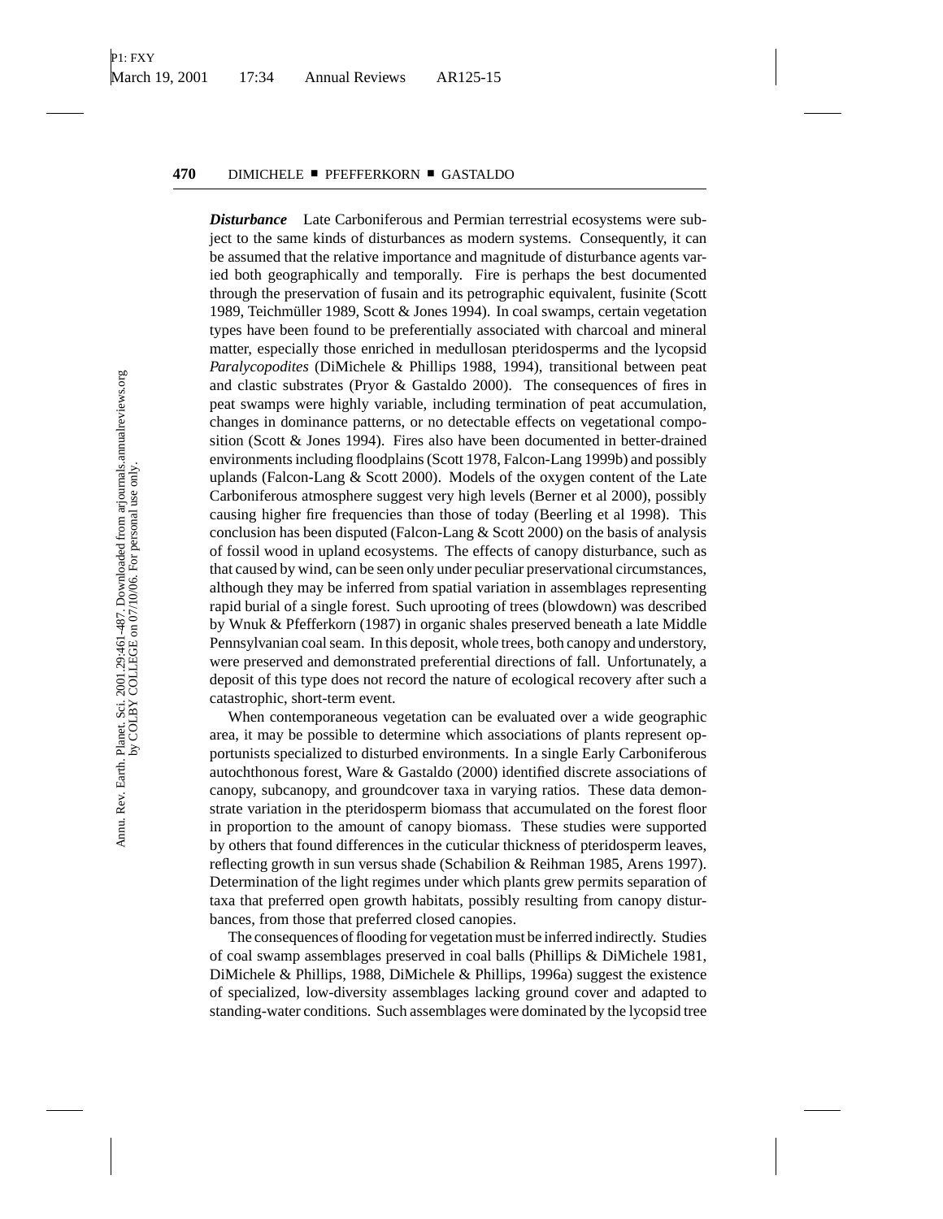***Disturbance*** Late Carboniferous and Permian terrestrial ecosystems were subject to the same kinds of disturbances as modern systems. Consequently, it can be assumed that the relative importance and magnitude of disturbance agents varied both geographically and temporally. Fire is perhaps the best documented through the preservation of fusain and its petrographic equivalent, fusinite (Scott 1989, Teichmüller 1989, Scott & Jones 1994). In coal swamps, certain vegetation types have been found to be preferentially associated with charcoal and mineral matter, especially those enriched in medullosan pteridosperms and the lycopsid *Paralycopodites* (DiMichele & Phillips 1988, 1994), transitional between peat and clastic substrates (Pryor & Gastaldo 2000). The consequences of fires in peat swamps were highly variable, including termination of peat accumulation, changes in dominance patterns, or no detectable effects on vegetational composition (Scott & Jones 1994). Fires also have been documented in better-drained environments including floodplains (Scott 1978, Falcon-Lang 1999b) and possibly uplands (Falcon-Lang & Scott 2000). Models of the oxygen content of the Late Carboniferous atmosphere suggest very high levels (Berner et al 2000), possibly causing higher fire frequencies than those of today (Beerling et al 1998). This conclusion has been disputed (Falcon-Lang & Scott 2000) on the basis of analysis of fossil wood in upland ecosystems. The effects of canopy disturbance, such as that caused by wind, can be seen only under peculiar preservational circumstances, although they may be inferred from spatial variation in assemblages representing rapid burial of a single forest. Such uprooting of trees (blowdown) was described by Wnuk & Pfefferkorn (1987) in organic shales preserved beneath a late Middle Pennsylvanian coal seam. In this deposit, whole trees, both canopy and understory, were preserved and demonstrated preferential directions of fall. Unfortunately, a deposit of this type does not record the nature of ecological recovery after such a catastrophic, short-term event.

When contemporaneous vegetation can be evaluated over a wide geographic area, it may be possible to determine which associations of plants represent opportunists specialized to disturbed environments. In a single Early Carboniferous autochthonous forest, Ware & Gastaldo (2000) identified discrete associations of canopy, subcanopy, and groundcover taxa in varying ratios. These data demonstrate variation in the pteridosperm biomass that accumulated on the forest floor in proportion to the amount of canopy biomass. These studies were supported by others that found differences in the cuticular thickness of pteridosperm leaves, reflecting growth in sun versus shade (Schabilion & Reihman 1985, Arens 1997). Determination of the light regimes under which plants grew permits separation of taxa that preferred open growth habitats, possibly resulting from canopy disturbances, from those that preferred closed canopies.

The consequences of flooding for vegetation must be inferred indirectly. Studies of coal swamp assemblages preserved in coal balls (Phillips & DiMichele 1981, DiMichele & Phillips, 1988, DiMichele & Phillips, 1996a) suggest the existence of specialized, low-diversity assemblages lacking ground cover and adapted to standing-water conditions. Such assemblages were dominated by the lycopsid tree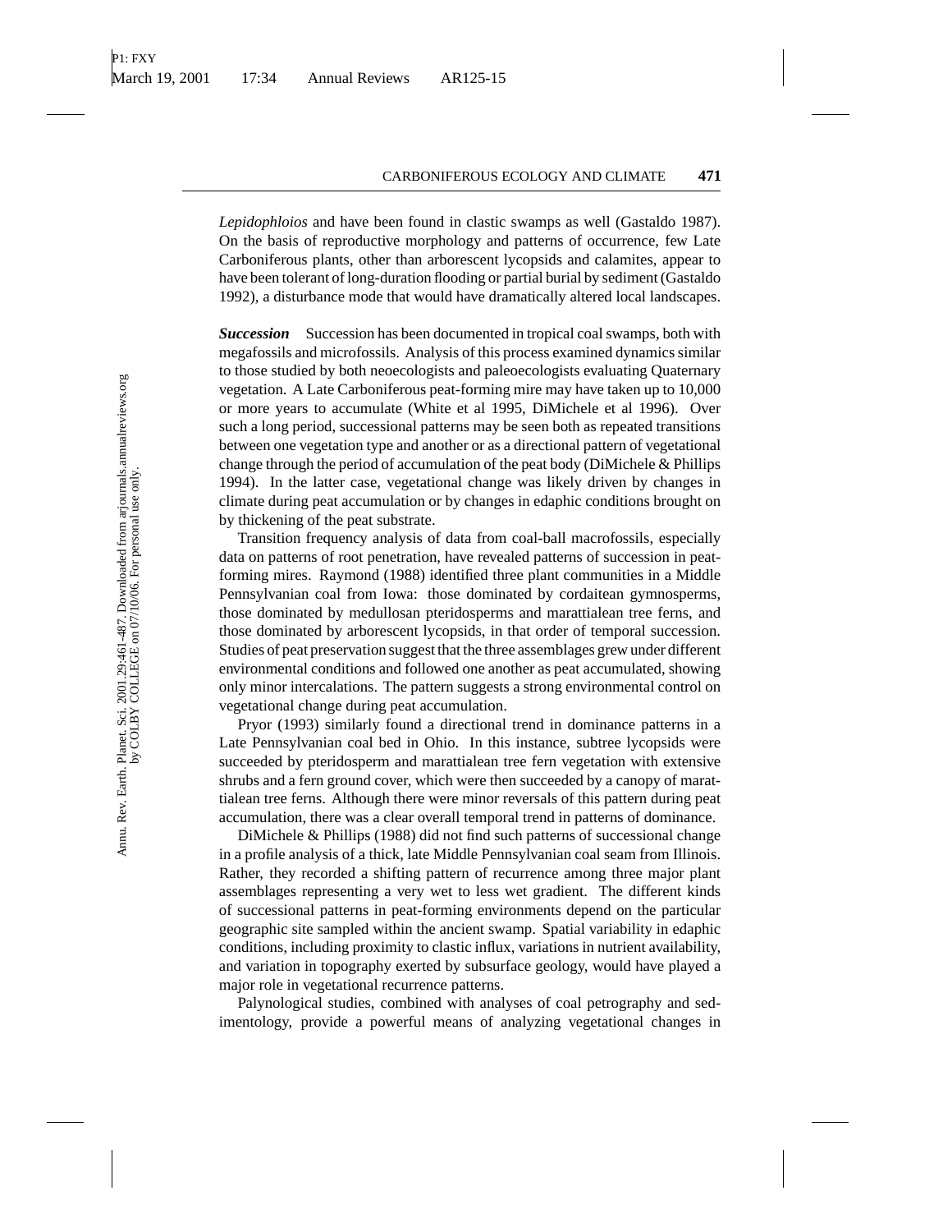*Lepidophloios* and have been found in clastic swamps as well (Gastaldo 1987). On the basis of reproductive morphology and patterns of occurrence, few Late Carboniferous plants, other than arborescent lycopsids and calamites, appear to have been tolerant of long-duration flooding or partial burial by sediment (Gastaldo 1992), a disturbance mode that would have dramatically altered local landscapes.

***Succession*** Succession has been documented in tropical coal swamps, both with megafossils and microfossils. Analysis of this process examined dynamics similar to those studied by both neoecologists and paleoecologists evaluating Quaternary vegetation. A Late Carboniferous peat-forming mire may have taken up to 10,000 or more years to accumulate (White et al 1995, DiMichele et al 1996). Over such a long period, successional patterns may be seen both as repeated transitions between one vegetation type and another or as a directional pattern of vegetational change through the period of accumulation of the peat body (DiMichele & Phillips 1994). In the latter case, vegetational change was likely driven by changes in climate during peat accumulation or by changes in edaphic conditions brought on by thickening of the peat substrate.

Transition frequency analysis of data from coal-ball macrofossils, especially data on patterns of root penetration, have revealed patterns of succession in peat-forming mires. Raymond (1988) identified three plant communities in a Middle Pennsylvanian coal from Iowa: those dominated by cordaitean gymnosperms, those dominated by medullosan pteridosperms and marattialean tree ferns, and those dominated by arborescent lycopsids, in that order of temporal succession. Studies of peat preservation suggest that the three assemblages grew under different environmental conditions and followed one another as peat accumulated, showing only minor intercalations. The pattern suggests a strong environmental control on vegetational change during peat accumulation.

Pryor (1993) similarly found a directional trend in dominance patterns in a Late Pennsylvanian coal bed in Ohio. In this instance, subtree lycopsids were succeeded by pteridosperm and marattialean tree fern vegetation with extensive shrubs and a fern ground cover, which were then succeeded by a canopy of marattialean tree ferns. Although there were minor reversals of this pattern during peat accumulation, there was a clear overall temporal trend in patterns of dominance.

DiMichele & Phillips (1988) did not find such patterns of successional change in a profile analysis of a thick, late Middle Pennsylvanian coal seam from Illinois. Rather, they recorded a shifting pattern of recurrence among three major plant assemblages representing a very wet to less wet gradient. The different kinds of successional patterns in peat-forming environments depend on the particular geographic site sampled within the ancient swamp. Spatial variability in edaphic conditions, including proximity to clastic influx, variations in nutrient availability, and variation in topography exerted by subsurface geology, would have played a major role in vegetational recurrence patterns.

Palynological studies, combined with analyses of coal petrography and sedimentology, provide a powerful means of analyzing vegetational changes in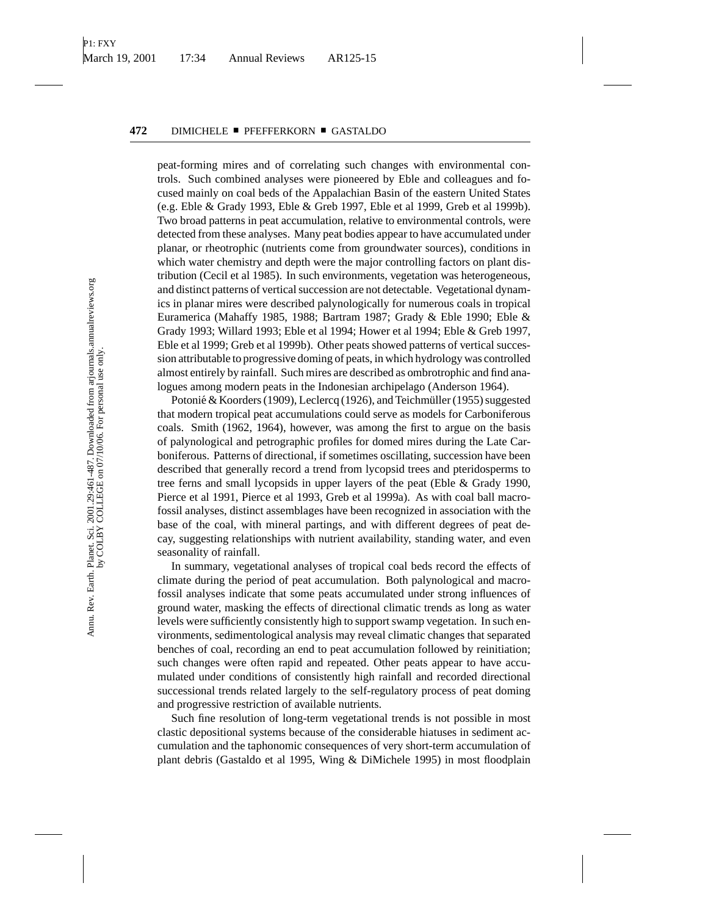peat-forming mires and of correlating such changes with environmental controls. Such combined analyses were pioneered by Eble and colleagues and focused mainly on coal beds of the Appalachian Basin of the eastern United States (e.g. Eble & Grady 1993, Eble & Greb 1997, Eble et al 1999, Greb et al 1999b). Two broad patterns in peat accumulation, relative to environmental controls, were detected from these analyses. Many peat bodies appear to have accumulated under planar, or rheotrophic (nutrients come from groundwater sources), conditions in which water chemistry and depth were the major controlling factors on plant distribution (Cecil et al 1985). In such environments, vegetation was heterogeneous, and distinct patterns of vertical succession are not detectable. Vegetational dynamics in planar mires were described palynologically for numerous coals in tropical Euramerica (Mahaffy 1985, 1988; Bartram 1987; Grady & Eble 1990; Eble & Grady 1993; Willard 1993; Eble et al 1994; Hower et al 1994; Eble & Greb 1997, Eble et al 1999; Greb et al 1999b). Other peats showed patterns of vertical succession attributable to progressive doming of peats, in which hydrology was controlled almost entirely by rainfall. Such mires are described as ombrotrophic and find analogues among modern peats in the Indonesian archipelago (Anderson 1964).

Potonié & Koorders (1909), Leclercq (1926), and Teichmüller (1955) suggested that modern tropical peat accumulations could serve as models for Carboniferous coals. Smith (1962, 1964), however, was among the first to argue on the basis of palynological and petrographic profiles for domed mires during the Late Carboniferous. Patterns of directional, if sometimes oscillating, succession have been described that generally record a trend from lycopsid trees and pteridosperms to tree ferns and small lycopsids in upper layers of the peat (Eble & Grady 1990, Pierce et al 1991, Pierce et al 1993, Greb et al 1999a). As with coal ball macrofossil analyses, distinct assemblages have been recognized in association with the base of the coal, with mineral partings, and with different degrees of peat decay, suggesting relationships with nutrient availability, standing water, and even seasonality of rainfall.

In summary, vegetational analyses of tropical coal beds record the effects of climate during the period of peat accumulation. Both palynological and macrofossil analyses indicate that some peats accumulated under strong influences of ground water, masking the effects of directional climatic trends as long as water levels were sufficiently consistently high to support swamp vegetation. In such environments, sedimentological analysis may reveal climatic changes that separated benches of coal, recording an end to peat accumulation followed by reinitiation; such changes were often rapid and repeated. Other peats appear to have accumulated under conditions of consistently high rainfall and recorded directional successional trends related largely to the self-regulatory process of peat doming and progressive restriction of available nutrients.

Such fine resolution of long-term vegetational trends is not possible in most clastic depositional systems because of the considerable hiatuses in sediment accumulation and the taphonomic consequences of very short-term accumulation of plant debris (Gastaldo et al 1995, Wing & DiMichele 1995) in most floodplain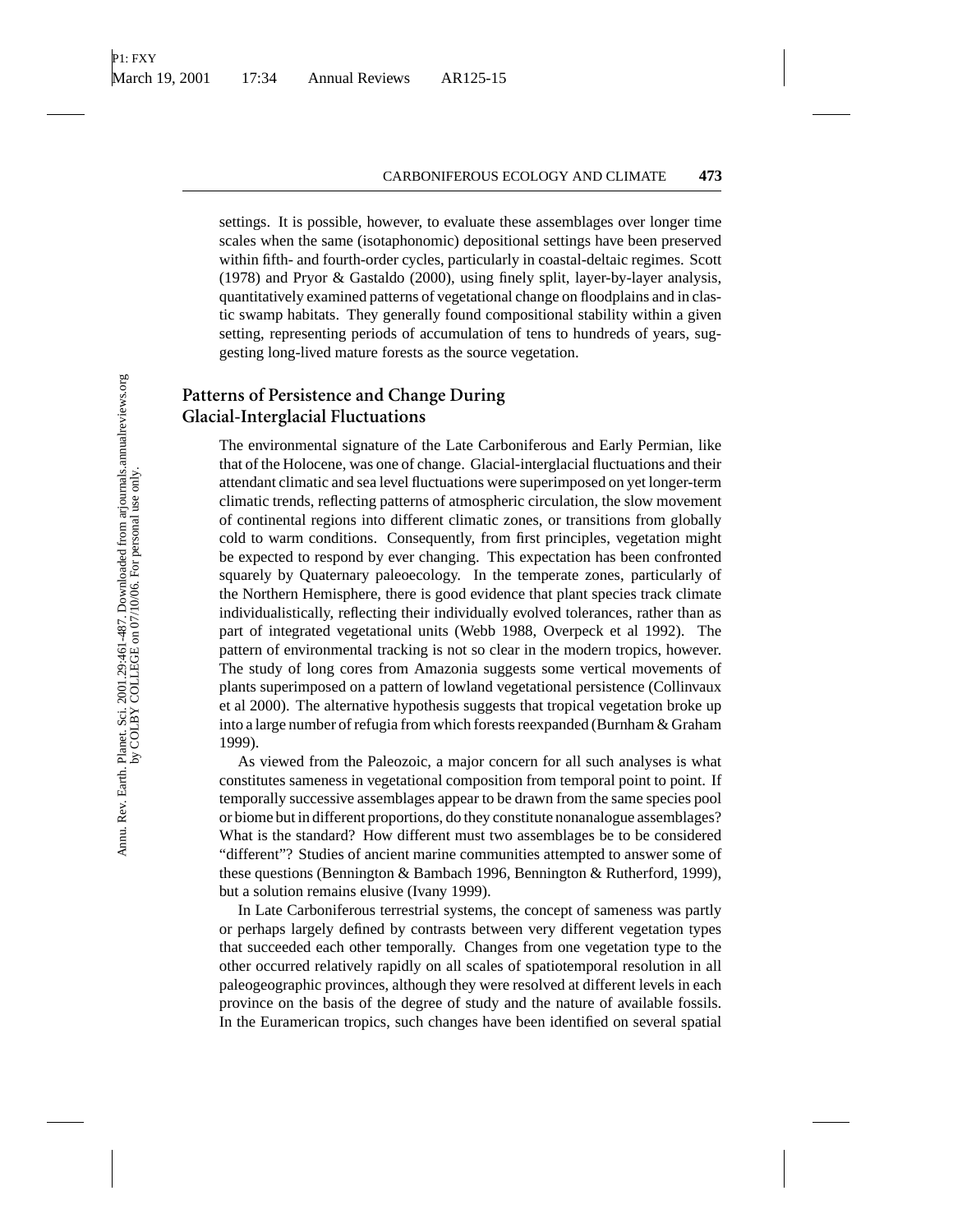settings. It is possible, however, to evaluate these assemblages over longer time scales when the same (isotaphonomic) depositional settings have been preserved within fifth- and fourth-order cycles, particularly in coastal-deltaic regimes. Scott (1978) and Pryor & Gastaldo (2000), using finely split, layer-by-layer analysis, quantitatively examined patterns of vegetational change on floodplains and in clastic swamp habitats. They generally found compositional stability within a given setting, representing periods of accumulation of tens to hundreds of years, suggesting long-lived mature forests as the source vegetation.

## Patterns of Persistence and Change During Glacial-Interglacial Fluctuations

The environmental signature of the Late Carboniferous and Early Permian, like that of the Holocene, was one of change. Glacial-interglacial fluctuations and their attendant climatic and sea level fluctuations were superimposed on yet longer-term climatic trends, reflecting patterns of atmospheric circulation, the slow movement of continental regions into different climatic zones, or transitions from globally cold to warm conditions. Consequently, from first principles, vegetation might be expected to respond by ever changing. This expectation has been confronted squarely by Quaternary paleoecology. In the temperate zones, particularly of the Northern Hemisphere, there is good evidence that plant species track climate individualistically, reflecting their individually evolved tolerances, rather than as part of integrated vegetational units (Webb 1988, Overpeck et al 1992). The pattern of environmental tracking is not so clear in the modern tropics, however. The study of long cores from Amazonia suggests some vertical movements of plants superimposed on a pattern of lowland vegetational persistence (Collinvaux et al 2000). The alternative hypothesis suggests that tropical vegetation broke up into a large number of refugia from which forests reexpanded (Burnham & Graham 1999).

As viewed from the Paleozoic, a major concern for all such analyses is what constitutes sameness in vegetational composition from temporal point to point. If temporally successive assemblages appear to be drawn from the same species pool or biome but in different proportions, do they constitute nonanalogue assemblages? What is the standard? How different must two assemblages be to be considered "different"? Studies of ancient marine communities attempted to answer some of these questions (Bennington & Bambach 1996, Bennington & Rutherford, 1999), but a solution remains elusive (Ivany 1999).

In Late Carboniferous terrestrial systems, the concept of sameness was partly or perhaps largely defined by contrasts between very different vegetation types that succeeded each other temporally. Changes from one vegetation type to the other occurred relatively rapidly on all scales of spatiotemporal resolution in all paleogeographic provinces, although they were resolved at different levels in each province on the basis of the degree of study and the nature of available fossils. In the Euramerican tropics, such changes have been identified on several spatial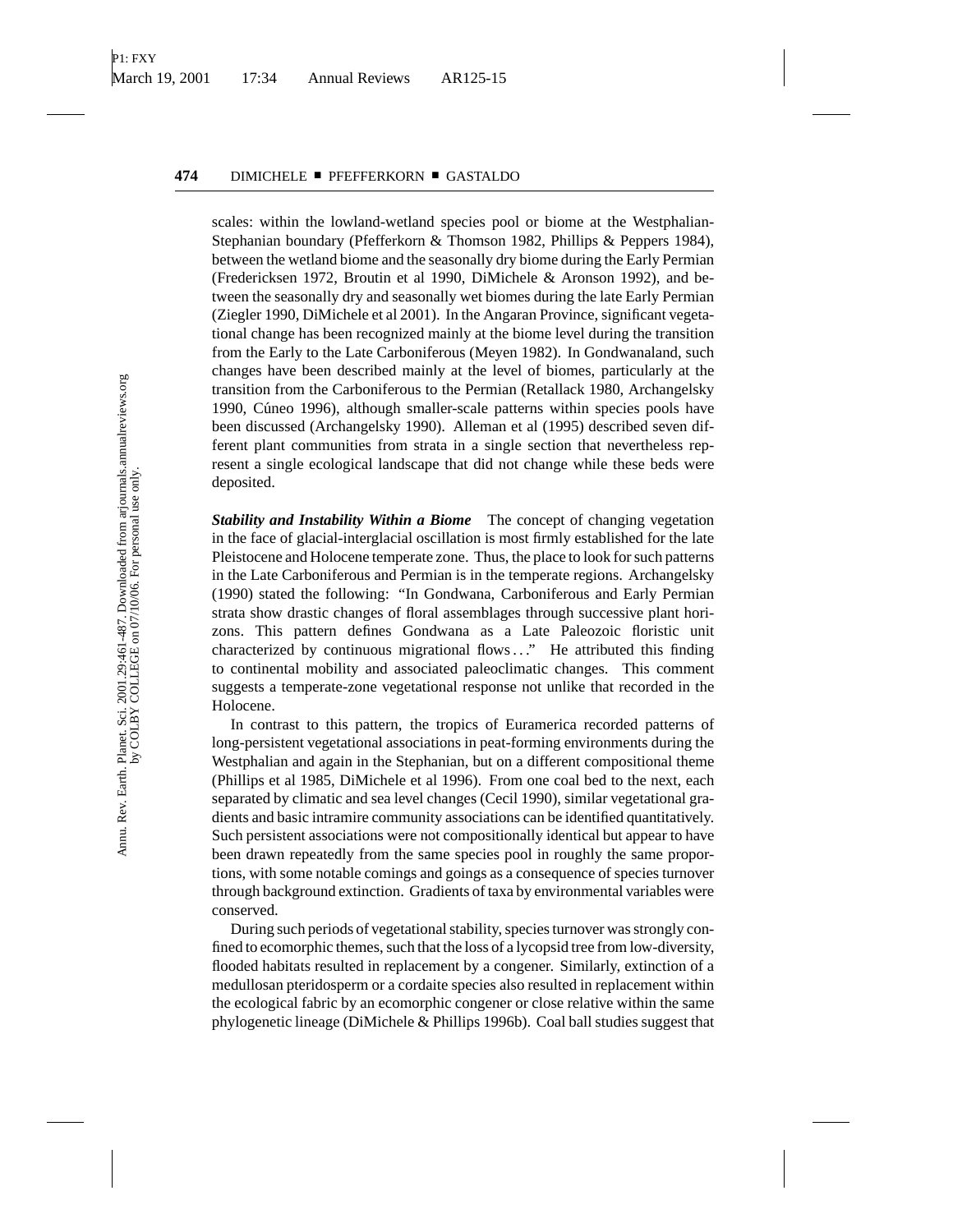scales: within the lowland-wetland species pool or biome at the Westphalian-Stephanian boundary (Pfefferkorn & Thomson 1982, Phillips & Peppers 1984), between the wetland biome and the seasonally dry biome during the Early Permian (Fredericksen 1972, Broutin et al 1990, DiMichele & Aronson 1992), and between the seasonally dry and seasonally wet biomes during the late Early Permian (Ziegler 1990, DiMichele et al 2001). In the Angaran Province, significant vegetational change has been recognized mainly at the biome level during the transition from the Early to the Late Carboniferous (Meyen 1982). In Gondwanaland, such changes have been described mainly at the level of biomes, particularly at the transition from the Carboniferous to the Permian (Retallack 1980, Archangelsky 1990, Cúneo 1996), although smaller-scale patterns within species pools have been discussed (Archangelsky 1990). Alleman et al (1995) described seven different plant communities from strata in a single section that nevertheless represent a single ecological landscape that did not change while these beds were deposited.

***Stability and Instability Within a Biome*** The concept of changing vegetation in the face of glacial-interglacial oscillation is most firmly established for the late Pleistocene and Holocene temperate zone. Thus, the place to look for such patterns in the Late Carboniferous and Permian is in the temperate regions. Archangelsky (1990) stated the following: "In Gondwana, Carboniferous and Early Permian strata show drastic changes of floral assemblages through successive plant horizons. This pattern defines Gondwana as a Late Paleozoic floristic unit characterized by continuous migrational flows..." He attributed this finding to continental mobility and associated paleoclimatic changes. This comment suggests a temperate-zone vegetational response not unlike that recorded in the Holocene.

In contrast to this pattern, the tropics of Euramerica recorded patterns of long-persistent vegetational associations in peat-forming environments during the Westphalian and again in the Stephanian, but on a different compositional theme (Phillips et al 1985, DiMichele et al 1996). From one coal bed to the next, each separated by climatic and sea level changes (Cecil 1990), similar vegetational gradients and basic intramire community associations can be identified quantitatively. Such persistent associations were not compositionally identical but appear to have been drawn repeatedly from the same species pool in roughly the same proportions, with some notable comings and goings as a consequence of species turnover through background extinction. Gradients of taxa by environmental variables were conserved.

During such periods of vegetational stability, species turnover was strongly confined to ecomorphic themes, such that the loss of a lycopsid tree from low-diversity, flooded habitats resulted in replacement by a congener. Similarly, extinction of a medullosan pteridosperm or a cordaite species also resulted in replacement within the ecological fabric by an ecomorphic congener or close relative within the same phylogenetic lineage (DiMichele & Phillips 1996b). Coal ball studies suggest that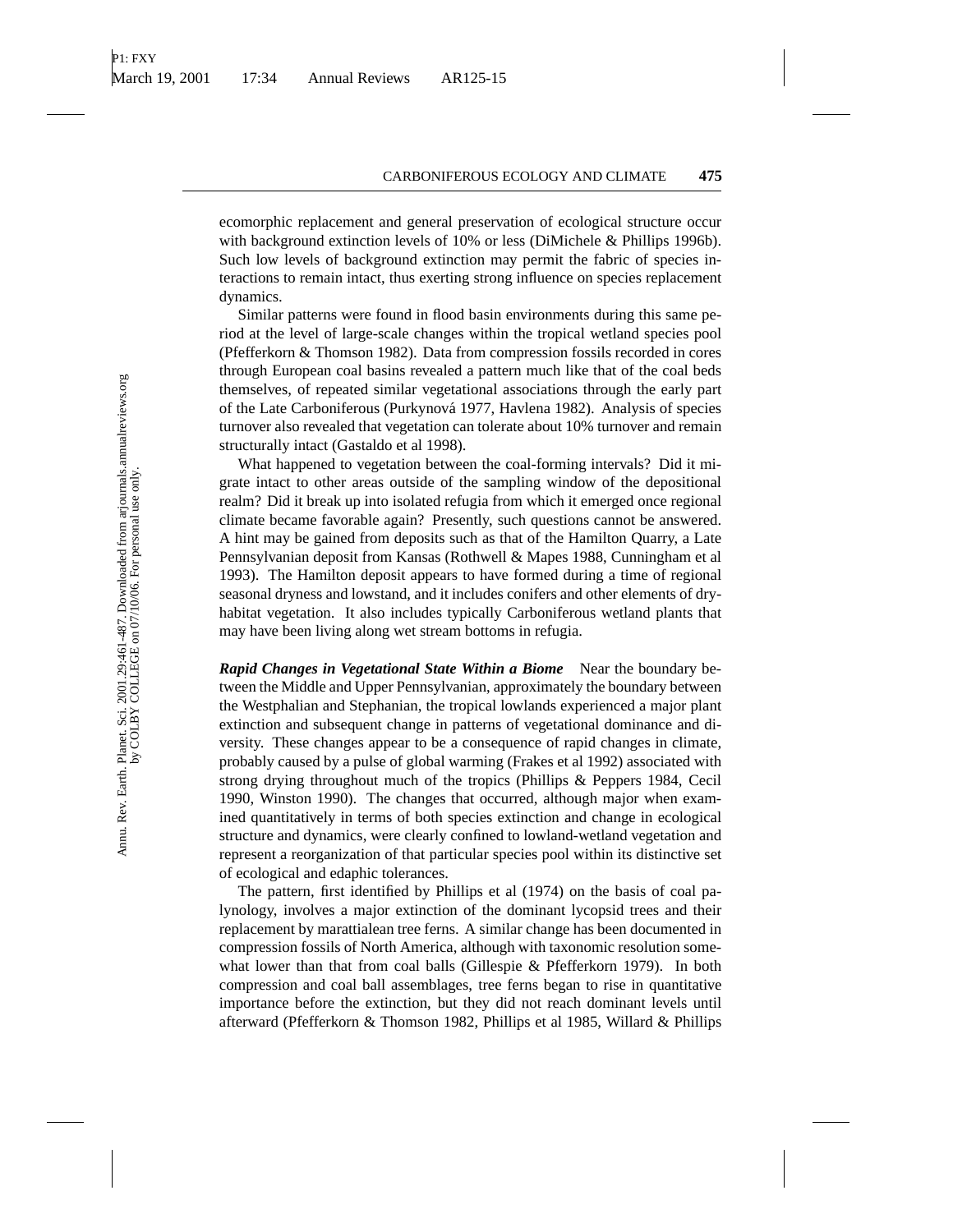ecomorphic replacement and general preservation of ecological structure occur with background extinction levels of 10% or less (DiMichele & Phillips 1996b). Such low levels of background extinction may permit the fabric of species interactions to remain intact, thus exerting strong influence on species replacement dynamics.

Similar patterns were found in flood basin environments during this same period at the level of large-scale changes within the tropical wetland species pool (Pfefferkorn & Thomson 1982). Data from compression fossils recorded in cores through European coal basins revealed a pattern much like that of the coal beds themselves, of repeated similar vegetational associations through the early part of the Late Carboniferous (Purkynová 1977, Havlena 1982). Analysis of species turnover also revealed that vegetation can tolerate about 10% turnover and remain structurally intact (Gastaldo et al 1998).

What happened to vegetation between the coal-forming intervals? Did it migrate intact to other areas outside of the sampling window of the depositional realm? Did it break up into isolated refugia from which it emerged once regional climate became favorable again? Presently, such questions cannot be answered. A hint may be gained from deposits such as that of the Hamilton Quarry, a Late Pennsylvanian deposit from Kansas (Rothwell & Mapes 1988, Cunningham et al 1993). The Hamilton deposit appears to have formed during a time of regional seasonal dryness and lowstand, and it includes conifers and other elements of dry-habitat vegetation. It also includes typically Carboniferous wetland plants that may have been living along wet stream bottoms in refugia.

***Rapid Changes in Vegetational State Within a Biome*** Near the boundary between the Middle and Upper Pennsylvanian, approximately the boundary between the Westphalian and Stephanian, the tropical lowlands experienced a major plant extinction and subsequent change in patterns of vegetational dominance and diversity. These changes appear to be a consequence of rapid changes in climate, probably caused by a pulse of global warming (Frakes et al 1992) associated with strong drying throughout much of the tropics (Phillips & Peppers 1984, Cecil 1990, Winston 1990). The changes that occurred, although major when examined quantitatively in terms of both species extinction and change in ecological structure and dynamics, were clearly confined to lowland-wetland vegetation and represent a reorganization of that particular species pool within its distinctive set of ecological and edaphic tolerances.

The pattern, first identified by Phillips et al (1974) on the basis of coal palynology, involves a major extinction of the dominant lycopsid trees and their replacement by marattialean tree ferns. A similar change has been documented in compression fossils of North America, although with taxonomic resolution somewhat lower than that from coal balls (Gillespie & Pfefferkorn 1979). In both compression and coal ball assemblages, tree ferns began to rise in quantitative importance before the extinction, but they did not reach dominant levels until afterward (Pfefferkorn & Thomson 1982, Phillips et al 1985, Willard & Phillips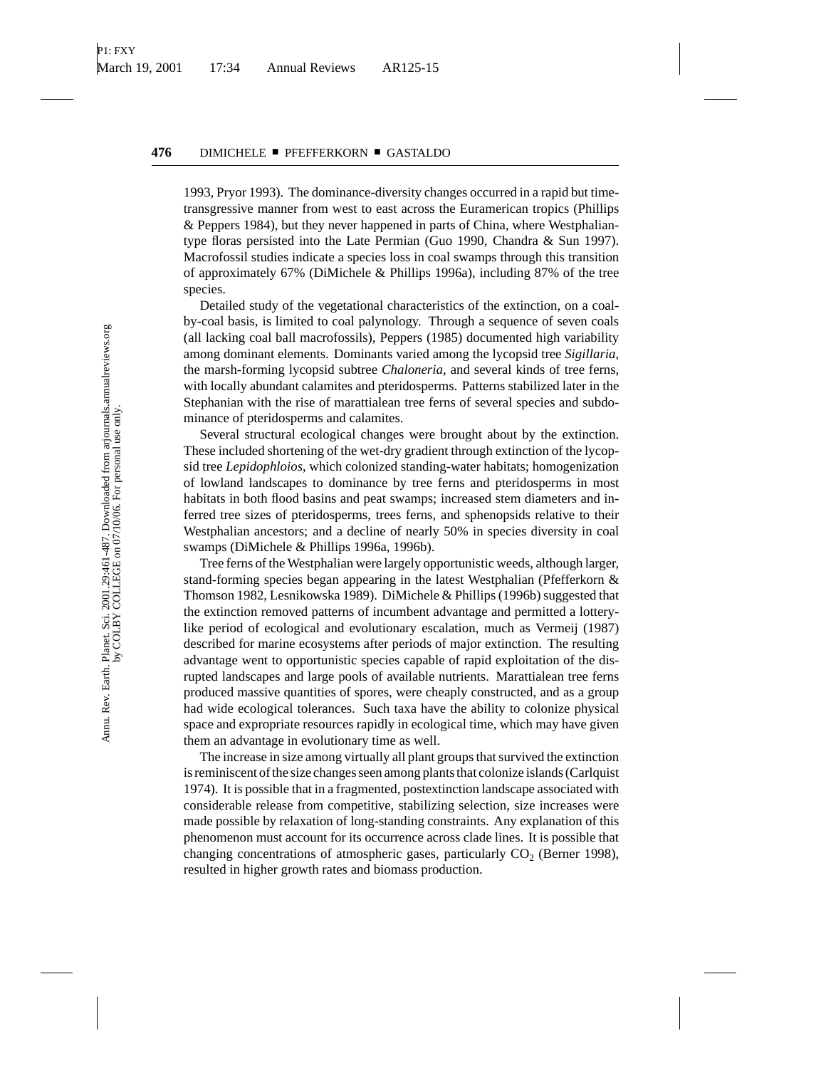1993, Pryor 1993). The dominance-diversity changes occurred in a rapid but time-transgressive manner from west to east across the Euramerican tropics (Phillips & Peppers 1984), but they never happened in parts of China, where Westphalian-type floras persisted into the Late Permian (Guo 1990, Chandra & Sun 1997). Macrofossil studies indicate a species loss in coal swamps through this transition of approximately 67% (DiMichele & Phillips 1996a), including 87% of the tree species.

Detailed study of the vegetational characteristics of the extinction, on a coal-by-coal basis, is limited to coal palynology. Through a sequence of seven coals (all lacking coal ball macrofossils), Peppers (1985) documented high variability among dominant elements. Dominants varied among the lycopsid tree *Sigillaria*, the marsh-forming lycopsid subtree *Chaloneria*, and several kinds of tree ferns, with locally abundant calamites and pteridosperms. Patterns stabilized later in the Stephanian with the rise of marattialean tree ferns of several species and subdominance of pteridosperms and calamites.

Several structural ecological changes were brought about by the extinction. These included shortening of the wet-dry gradient through extinction of the lycopsid tree *Lepidophloios*, which colonized standing-water habitats; homogenization of lowland landscapes to dominance by tree ferns and pteridosperms in most habitats in both flood basins and peat swamps; increased stem diameters and inferred tree sizes of pteridosperms, trees ferns, and sphenopsids relative to their Westphalian ancestors; and a decline of nearly 50% in species diversity in coal swamps (DiMichele & Phillips 1996a, 1996b).

Tree ferns of the Westphalian were largely opportunistic weeds, although larger, stand-forming species began appearing in the latest Westphalian (Pfefferkorn & Thomson 1982, Lesnikowska 1989). DiMichele & Phillips (1996b) suggested that the extinction removed patterns of incumbent advantage and permitted a lottery-like period of ecological and evolutionary escalation, much as Vermeij (1987) described for marine ecosystems after periods of major extinction. The resulting advantage went to opportunistic species capable of rapid exploitation of the disrupted landscapes and large pools of available nutrients. Marattialean tree ferns produced massive quantities of spores, were cheaply constructed, and as a group had wide ecological tolerances. Such taxa have the ability to colonize physical space and expropriate resources rapidly in ecological time, which may have given them an advantage in evolutionary time as well.

The increase in size among virtually all plant groups that survived the extinction is reminiscent of the size changes seen among plants that colonize islands (Carlquist 1974). It is possible that in a fragmented, postextinction landscape associated with considerable release from competitive, stabilizing selection, size increases were made possible by relaxation of long-standing constraints. Any explanation of this phenomenon must account for its occurrence across clade lines. It is possible that changing concentrations of atmospheric gases, particularly $CO_2$ (Berner 1998), resulted in higher growth rates and biomass production.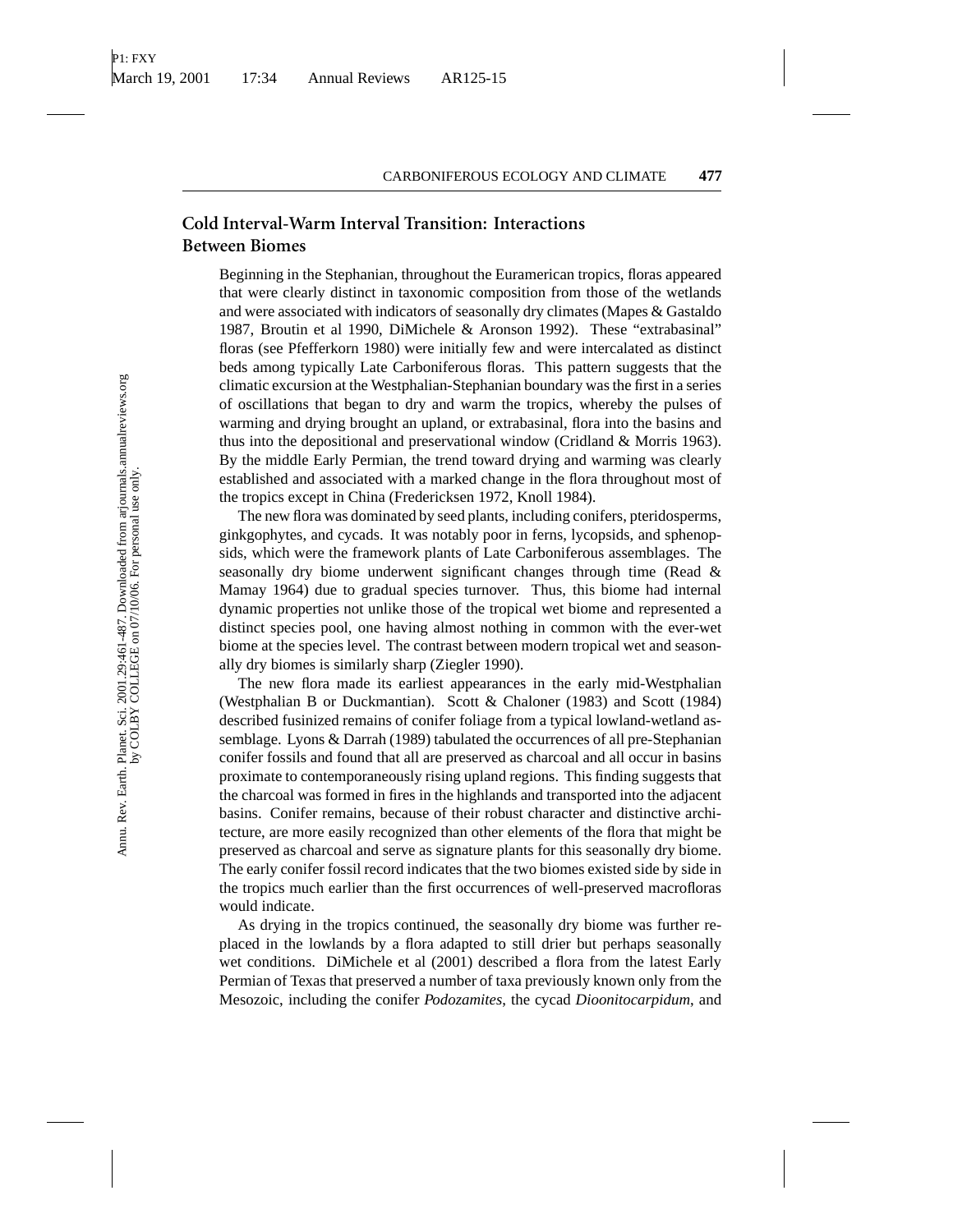## Cold Interval-Warm Interval Transition: Interactions Between Biomes

Beginning in the Stephanian, throughout the Euramerican tropics, floras appeared that were clearly distinct in taxonomic composition from those of the wetlands and were associated with indicators of seasonally dry climates (Mapes & Gastaldo 1987, Broutin et al 1990, DiMichele & Aronson 1992). These "extrabasinal" floras (see Pfefferkorn 1980) were initially few and were intercalated as distinct beds among typically Late Carboniferous floras. This pattern suggests that the climatic excursion at the Westphalian-Stephanian boundary was the first in a series of oscillations that began to dry and warm the tropics, whereby the pulses of warming and drying brought an upland, or extrabasinal, flora into the basins and thus into the depositional and preservational window (Cridland & Morris 1963). By the middle Early Permian, the trend toward drying and warming was clearly established and associated with a marked change in the flora throughout most of the tropics except in China (Fredericksen 1972, Knoll 1984).

The new flora was dominated by seed plants, including conifers, pteridosperms, ginkgophytes, and cycads. It was notably poor in ferns, lycopsids, and sphenopsids, which were the framework plants of Late Carboniferous assemblages. The seasonally dry biome underwent significant changes through time (Read & Mamay 1964) due to gradual species turnover. Thus, this biome had internal dynamic properties not unlike those of the tropical wet biome and represented a distinct species pool, one having almost nothing in common with the ever-wet biome at the species level. The contrast between modern tropical wet and seasonally dry biomes is similarly sharp (Ziegler 1990).

The new flora made its earliest appearances in the early mid-Westphalian (Westphalian B or Duckmantian). Scott & Chaloner (1983) and Scott (1984) described fusinized remains of conifer foliage from a typical lowland-wetland assemblage. Lyons & Darrah (1989) tabulated the occurrences of all pre-Stephanian conifer fossils and found that all are preserved as charcoal and all occur in basins proximate to contemporaneously rising upland regions. This finding suggests that the charcoal was formed in fires in the highlands and transported into the adjacent basins. Conifer remains, because of their robust character and distinctive architecture, are more easily recognized than other elements of the flora that might be preserved as charcoal and serve as signature plants for this seasonally dry biome. The early conifer fossil record indicates that the two biomes existed side by side in the tropics much earlier than the first occurrences of well-preserved macrofloras would indicate.

As drying in the tropics continued, the seasonally dry biome was further replaced in the lowlands by a flora adapted to still drier but perhaps seasonally wet conditions. DiMichele et al (2001) described a flora from the latest Early Permian of Texas that preserved a number of taxa previously known only from the Mesozoic, including the conifer *Podozamites*, the cycad *Dioonitocarpidum*, and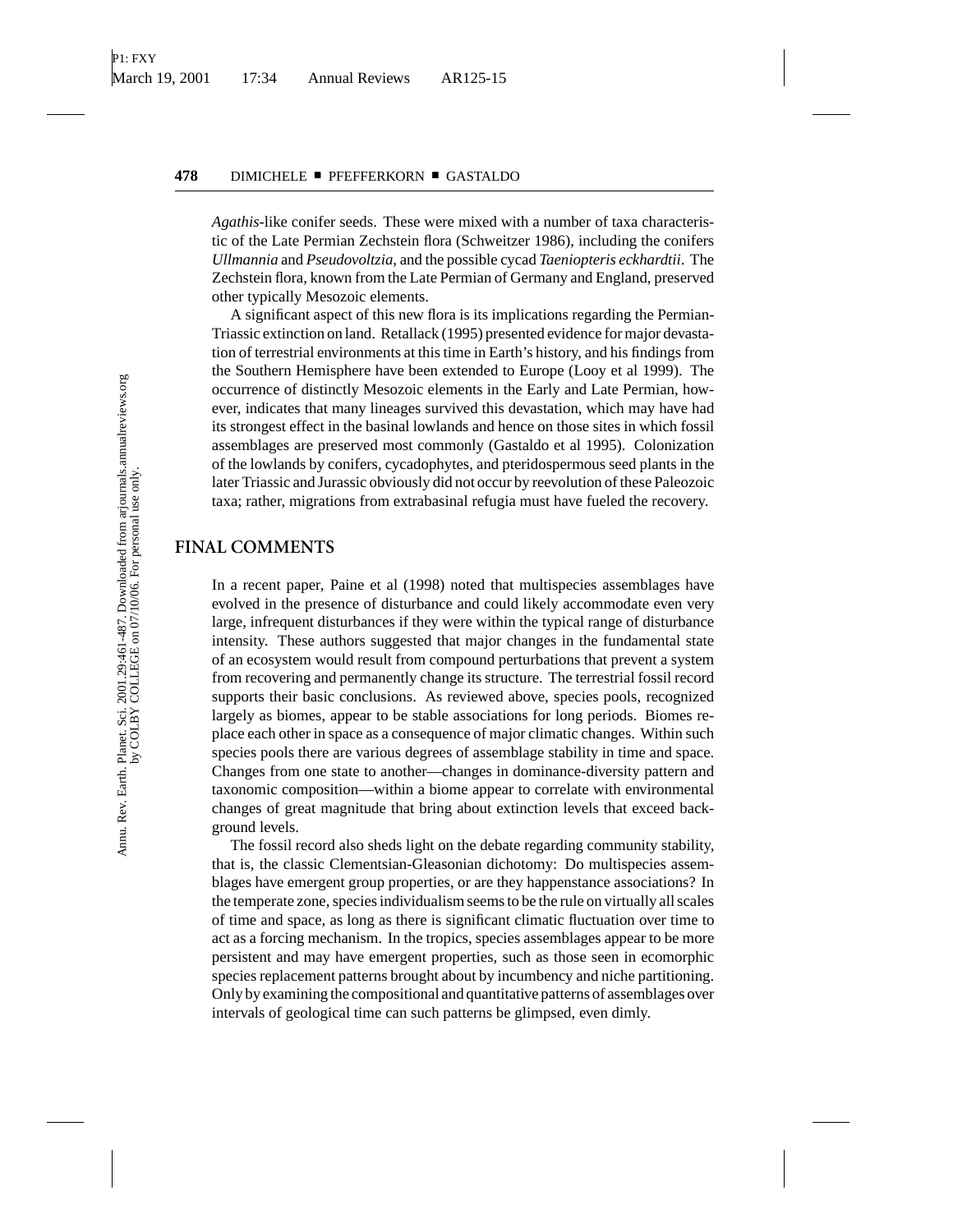*Agathis*-like conifer seeds. These were mixed with a number of taxa characteristic of the Late Permian Zechstein flora (Schweitzer 1986), including the conifers *Ullmannia* and *Pseudovoltzia*, and the possible cycad *Taeniopteris eckhardtii*. The Zechstein flora, known from the Late Permian of Germany and England, preserved other typically Mesozoic elements.

A significant aspect of this new flora is its implications regarding the Permian-Triassic extinction on land. Retallack (1995) presented evidence for major devastation of terrestrial environments at this time in Earth's history, and his findings from the Southern Hemisphere have been extended to Europe (Looy et al 1999). The occurrence of distinctly Mesozoic elements in the Early and Late Permian, however, indicates that many lineages survived this devastation, which may have had its strongest effect in the basinal lowlands and hence on those sites in which fossil assemblages are preserved most commonly (Gastaldo et al 1995). Colonization of the lowlands by conifers, cycadophytes, and pteridospermous seed plants in the later Triassic and Jurassic obviously did not occur by reevolution of these Paleozoic taxa; rather, migrations from extrabasinal refugia must have fueled the recovery.

## FINAL COMMENTS

In a recent paper, Paine et al (1998) noted that multispecies assemblages have evolved in the presence of disturbance and could likely accommodate even very large, infrequent disturbances if they were within the typical range of disturbance intensity. These authors suggested that major changes in the fundamental state of an ecosystem would result from compound perturbations that prevent a system from recovering and permanently change its structure. The terrestrial fossil record supports their basic conclusions. As reviewed above, species pools, recognized largely as biomes, appear to be stable associations for long periods. Biomes replace each other in space as a consequence of major climatic changes. Within such species pools there are various degrees of assemblage stability in time and space. Changes from one state to another—changes in dominance-diversity pattern and taxonomic composition—within a biome appear to correlate with environmental changes of great magnitude that bring about extinction levels that exceed background levels.

The fossil record also sheds light on the debate regarding community stability, that is, the classic Clementsian-Gleasonian dichotomy: Do multispecies assemblages have emergent group properties, or are they happenstance associations? In the temperate zone, species individualism seems to be the rule on virtually all scales of time and space, as long as there is significant climatic fluctuation over time to act as a forcing mechanism. In the tropics, species assemblages appear to be more persistent and may have emergent properties, such as those seen in ecomorphic species replacement patterns brought about by incumbency and niche partitioning. Only by examining the compositional and quantitative patterns of assemblages over intervals of geological time can such patterns be glimpsed, even dimly.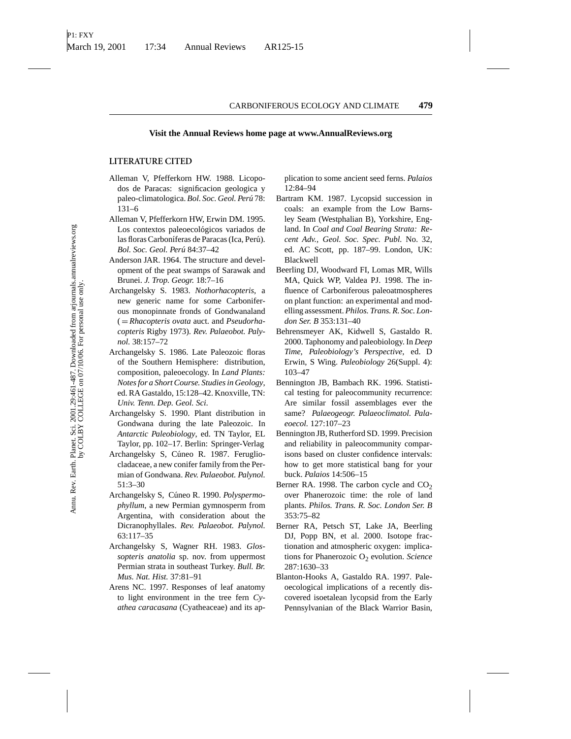**Visit the Annual Reviews home page at www.AnnualReviews.org**

## LITERATURE CITED

Alleman V, Pfefferkorn HW. 1988. Licopodos de Paracas: significacion geologica y paleo-climatologica. *Bol. Soc. Geol. Perú* 78: 131–6

Alleman V, Pfefferkorn HW, Erwin DM. 1995. Los contextos paleoecológicos variados de las floras Carboníferas de Paracas (Ica, Perú). *Bol. Soc. Geol. Perú* 84:37–42

Anderson JAR. 1964. The structure and development of the peat swamps of Sarawak and Brunei. *J. Trop. Geogr.* 18:7–16

Archangelsky S. 1983. *Nothorhacopteris*, a new generic name for some Carboniferous monopinnate fronds of Gondwanaland (= *Rhacopteris ovata* auct. and *Pseudorhacopteris* Rigby 1973). *Rev. Palaeobot. Palynol.* 38:157–72

Archangelsky S. 1986. Late Paleozoic floras of the Southern Hemisphere: distribution, composition, paleoecology. In *Land Plants: Notes for a Short Course. Studies in Geology*, ed. RA Gastaldo, 15:128–42. Knoxville, TN: *Univ. Tenn. Dep. Geol. Sci.*

Archangelsky S. 1990. Plant distribution in Gondwana during the late Paleozoic. In *Antarctic Paleobiology*, ed. TN Taylor, EL Taylor, pp. 102–17. Berlin: Springer-Verlag

Archangelsky S, Cúneo R. 1987. Ferugliocladaceae, a new conifer family from the Permian of Gondwana. *Rev. Palaeobot. Palynol.* 51:3–30

Archangelsky S, Cúneo R. 1990. *Polyspermophyllum*, a new Permian gymnosperm from Argentina, with consideration about the Dicranophyllales. *Rev. Palaeobot. Palynol.* 63:117–35

Archangelsky S, Wagner RH. 1983. *Glossopteris anatolia* sp. nov. from uppermost Permian strata in southeast Turkey. *Bull. Br. Mus. Nat. Hist.* 37:81–91

Arens NC. 1997. Responses of leaf anatomy to light environment in the tree fern *Cyathea caracasana* (Cyatheaceae) and its application to some ancient seed ferns. *Palaios* 12:84–94

Bartram KM. 1987. Lycopsid succession in coals: an example from the Low Barnsley Seam (Westphalian B), Yorkshire, England. In *Coal and Coal Bearing Strata: Recent Adv., Geol. Soc. Spec. Publ.* No. 32, ed. AC Scott, pp. 187–99. London, UK: Blackwell

Beerling DJ, Woodward FI, Lomas MR, Wills MA, Quick WP, Valdea PJ. 1998. The influence of Carboniferous paleoatmospheres on plant function: an experimental and modelling assessment. *Philos. Trans. R. Soc. London Ser. B* 353:131–40

Behrensmeyer AK, Kidwell S, Gastaldo R. 2000. Taphonomy and paleobiology. In *Deep Time, Paleobiology's Perspective*, ed. D Erwin, S Wing. *Paleobiology* 26(Suppl. 4): 103–47

Bennington JB, Bambach RK. 1996. Statistical testing for paleocommunity recurrence: Are similar fossil assemblages ever the same? *Palaeogeogr. Palaeoclimatol. Palaeoecol.* 127:107–23

Bennington JB, Rutherford SD. 1999. Precision and reliability in paleocommunity comparisons based on cluster confidence intervals: how to get more statistical bang for your buck. *Palaios* 14:506–15

Berner RA. 1998. The carbon cycle and $CO_2$ over Phanerozoic time: the role of land plants. *Philos. Trans. R. Soc. London Ser. B* 353:75–82

Berner RA, Petsch ST, Lake JA, Beerling DJ, Popp BN, et al. 2000. Isotope fractionation and atmospheric oxygen: implications for Phanerozoic $O_2$ evolution. *Science* 287:1630–33

Blanton-Hooks A, Gastaldo RA. 1997. Paleoecological implications of a recently discovered isoetalean lycopsid from the Early Pennsylvanian of the Black Warrior Basin,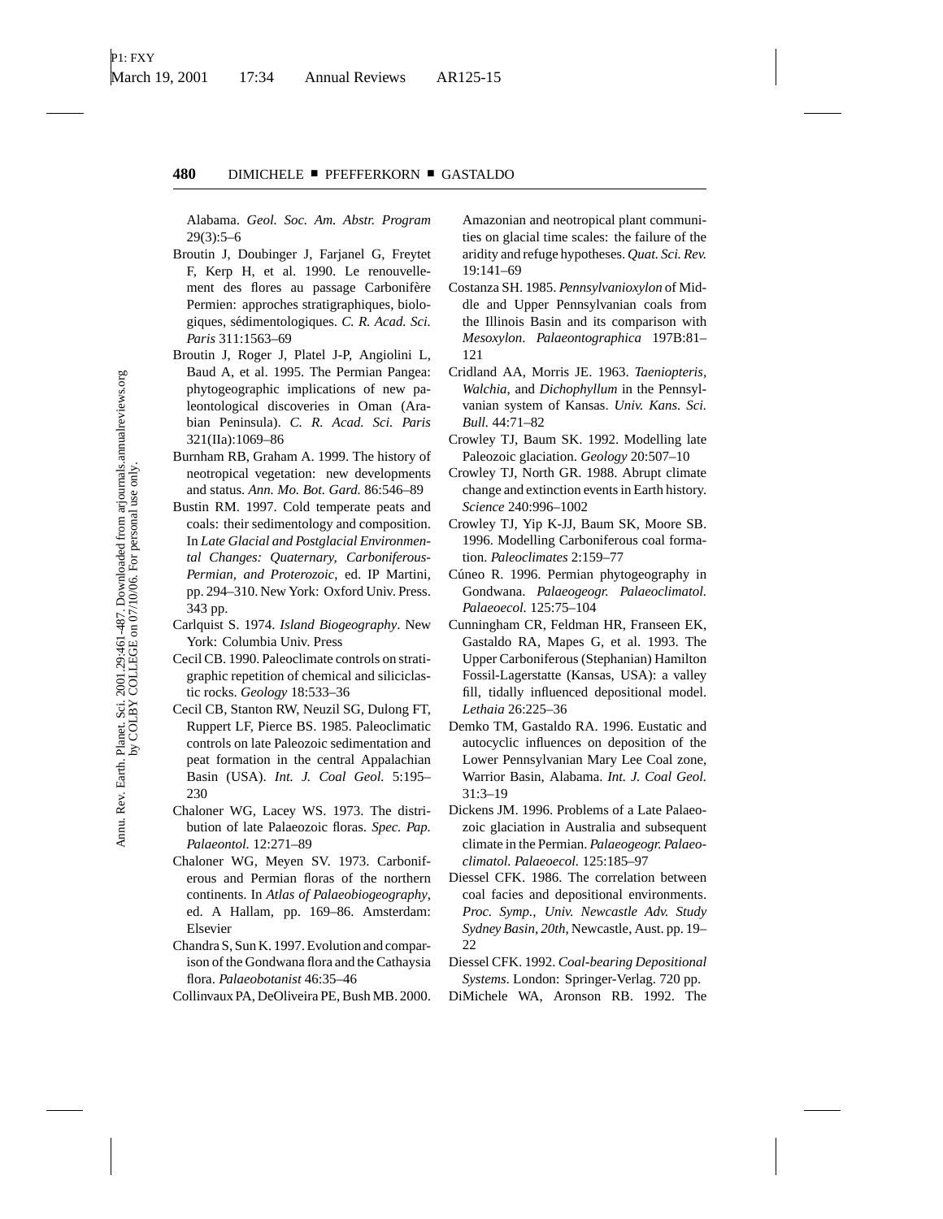Alabama. *Geol. Soc. Am. Abstr. Program* 29(3):5–6

Broutin J, Doubinger J, Farjanel G, Freytet F, Kerp H, et al. 1990. Le renouvellement des flores au passage Carbonifère Permien: approches stratigraphiques, biologiques, sédimentologiques. *C. R. Acad. Sci. Paris* 311:1563–69

Broutin J, Roger J, Platel J-P, Angiolini L, Baud A, et al. 1995. The Permian Pangea: phytogeographic implications of new paleontological discoveries in Oman (Arabian Peninsula). *C. R. Acad. Sci. Paris* 321(IIa):1069–86

Burnham RB, Graham A. 1999. The history of neotropical vegetation: new developments and status. *Ann. Mo. Bot. Gard.* 86:546–89

Bustin RM. 1997. Cold temperate peats and coals: their sedimentology and composition. In *Late Glacial and Postglacial Environmental Changes: Quaternary, Carboniferous-Permian, and Proterozoic*, ed. IP Martini, pp. 294–310. New York: Oxford Univ. Press. 343 pp.

Carlquist S. 1974. *Island Biogeography*. New York: Columbia Univ. Press

Cecil CB. 1990. Paleoclimate controls on stratigraphic repetition of chemical and siliciclastic rocks. *Geology* 18:533–36

Cecil CB, Stanton RW, Neuzil SG, Dulong FT, Ruppert LF, Pierce BS. 1985. Paleoclimatic controls on late Paleozoic sedimentation and peat formation in the central Appalachian Basin (USA). *Int. J. Coal Geol.* 5:195–230

Chaloner WG, Lacey WS. 1973. The distribution of late Palaeozoic floras. *Spec. Pap. Palaeontol.* 12:271–89

Chaloner WG, Meyen SV. 1973. Carboniferous and Permian floras of the northern continents. In *Atlas of Palaeobiogeography*, ed. A Hallam, pp. 169–86. Amsterdam: Elsevier

Chandra S, Sun K. 1997. Evolution and comparison of the Gondwana flora and the Cathaysia flora. *Palaeobotanist* 46:35–46

Collinvaux PA, DeOliveira PE, Bush MB. 2000. Amazonian and neotropical plant communities on glacial time scales: the failure of the aridity and refuge hypotheses. *Quat. Sci. Rev.* 19:141–69

Costanza SH. 1985. *Pennsylvanioxylon* of Middle and Upper Pennsylvanian coals from the Illinois Basin and its comparison with *Mesoxylon*. *Palaeontographica* 197B:81–121

Cridland AA, Morris JE. 1963. *Taeniopteris*, *Walchia*, and *Dichophyllum* in the Pennsylvanian system of Kansas. *Univ. Kans. Sci. Bull.* 44:71–82

Crowley TJ, Baum SK. 1992. Modelling late Paleozoic glaciation. *Geology* 20:507–10

Crowley TJ, North GR. 1988. Abrupt climate change and extinction events in Earth history. *Science* 240:996–1002

Crowley TJ, Yip K-JJ, Baum SK, Moore SB. 1996. Modelling Carboniferous coal formation. *Paleoclimates* 2:159–77

Cúneo R. 1996. Permian phytogeography in Gondwana. *Palaeogeogr. Palaeoclimatol. Palaeoecol.* 125:75–104

Cunningham CR, Feldman HR, Franseen EK, Gastaldo RA, Mapes G, et al. 1993. The Upper Carboniferous (Stephanian) Hamilton Fossil-Lagerstatte (Kansas, USA): a valley fill, tidally influenced depositional model. *Lethaia* 26:225–36

Demko TM, Gastaldo RA. 1996. Eustatic and autocyclic influences on deposition of the Lower Pennsylvanian Mary Lee Coal zone, Warrior Basin, Alabama. *Int. J. Coal Geol.* 31:3–19

Dickens JM. 1996. Problems of a Late Palaeozoic glaciation in Australia and subsequent climate in the Permian. *Palaeogeogr. Palaeoclimatol. Palaeoecol.* 125:185–97

Diessel CFK. 1986. The correlation between coal facies and depositional environments. *Proc. Symp., Univ. Newcastle Adv. Study Sydney Basin, 20th*, Newcastle, Aust. pp. 19–22

Diessel CFK. 1992. *Coal-bearing Depositional Systems*. London: Springer-Verlag. 720 pp.

DiMichele WA, Aronson RB. 1992. The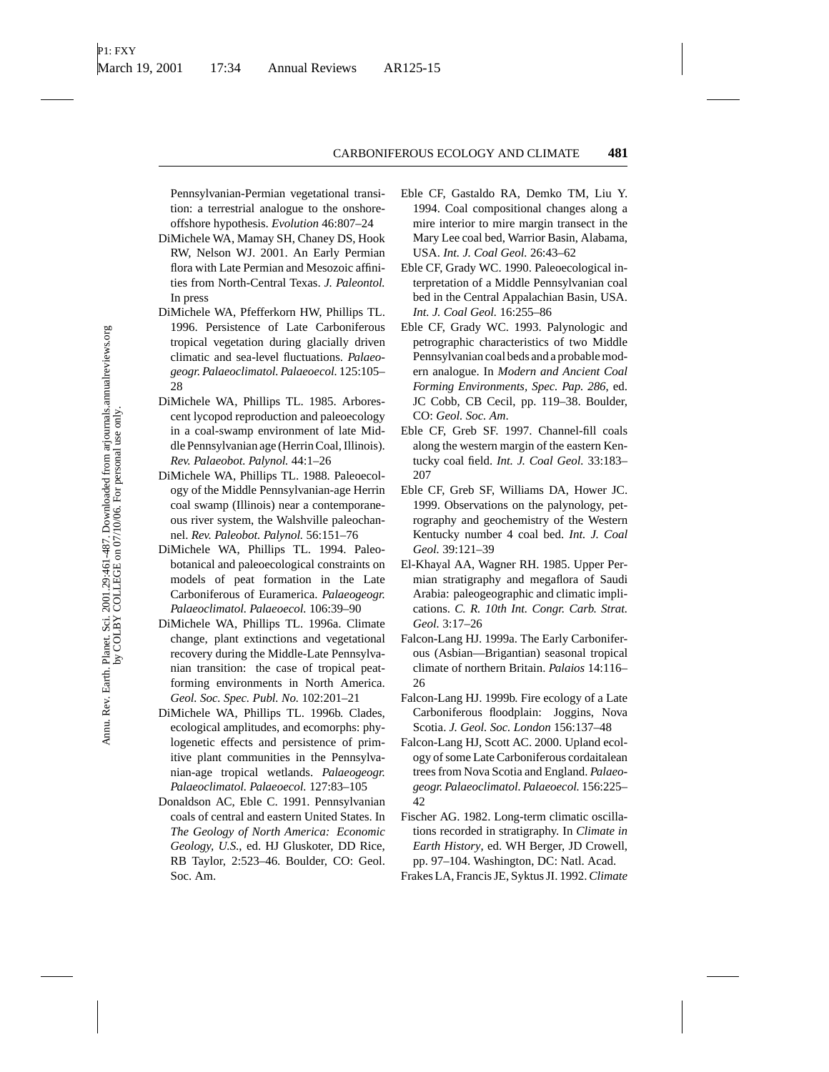Pennsylvanian-Permian vegetational transition: a terrestrial analogue to the onshore-offshore hypothesis. *Evolution* 46:807–24

DiMichele WA, Mamay SH, Chaney DS, Hook RW, Nelson WJ. 2001. An Early Permian flora with Late Permian and Mesozoic affinities from North-Central Texas. *J. Paleontol.* In press

DiMichele WA, Pfefferkorn HW, Phillips TL. 1996. Persistence of Late Carboniferous tropical vegetation during glacially driven climatic and sea-level fluctuations. *Palaeogeogr. Palaeoclimatol. Palaeoecol.* 125:105–28

DiMichele WA, Phillips TL. 1985. Arborescent lycopod reproduction and paleoecology in a coal-swamp environment of late Middle Pennsylvanian age (Herrin Coal, Illinois). *Rev. Palaeobot. Palynol.* 44:1–26

DiMichele WA, Phillips TL. 1988. Paleoecology of the Middle Pennsylvanian-age Herrin coal swamp (Illinois) near a contemporaneous river system, the Walshville paleochannel. *Rev. Paleobot. Palynol.* 56:151–76

DiMichele WA, Phillips TL. 1994. Paleobotanical and paleoecological constraints on models of peat formation in the Late Carboniferous of Euramerica. *Palaeogeogr. Palaeoclimatol. Palaeoecol.* 106:39–90

DiMichele WA, Phillips TL. 1996a. Climate change, plant extinctions and vegetational recovery during the Middle-Late Pennsylvanian transition: the case of tropical peat-forming environments in North America. *Geol. Soc. Spec. Publ. No.* 102:201–21

DiMichele WA, Phillips TL. 1996b. Clades, ecological amplitudes, and ecomorphs: phylogenetic effects and persistence of primitive plant communities in the Pennsylvanian-age tropical wetlands. *Palaeogeogr. Palaeoclimatol. Palaeoecol.* 127:83–105

Donaldson AC, Eble C. 1991. Pennsylvanian coals of central and eastern United States. In *The Geology of North America: Economic Geology, U.S.*, ed. HJ Gluskoter, DD Rice, RB Taylor, 2:523–46. Boulder, CO: Geol. Soc. Am.

Eble CF, Gastaldo RA, Demko TM, Liu Y. 1994. Coal compositional changes along a mire interior to mire margin transect in the Mary Lee coal bed, Warrior Basin, Alabama, USA. *Int. J. Coal Geol.* 26:43–62

Eble CF, Grady WC. 1990. Paleoecological interpretation of a Middle Pennsylvanian coal bed in the Central Appalachian Basin, USA. *Int. J. Coal Geol.* 16:255–86

Eble CF, Grady WC. 1993. Palynologic and petrographic characteristics of two Middle Pennsylvanian coal beds and a probable modern analogue. In *Modern and Ancient Coal Forming Environments, Spec. Pap. 286*, ed. JC Cobb, CB Cecil, pp. 119–38. Boulder, CO: *Geol. Soc. Am*.

Eble CF, Greb SF. 1997. Channel-fill coals along the western margin of the eastern Kentucky coal field. *Int. J. Coal Geol.* 33:183–207

Eble CF, Greb SF, Williams DA, Hower JC. 1999. Observations on the palynology, petrography and geochemistry of the Western Kentucky number 4 coal bed. *Int. J. Coal Geol.* 39:121–39

El-Khayal AA, Wagner RH. 1985. Upper Permian stratigraphy and megaflora of Saudi Arabia: paleogeographic and climatic implications. *C. R. 10th Int. Congr. Carb. Strat. Geol.* 3:17–26

Falcon-Lang HJ. 1999a. The Early Carboniferous (Asbian—Brigantian) seasonal tropical climate of northern Britain. *Palaios* 14:116–26

Falcon-Lang HJ. 1999b. Fire ecology of a Late Carboniferous floodplain: Joggins, Nova Scotia. *J. Geol. Soc. London* 156:137–48

Falcon-Lang HJ, Scott AC. 2000. Upland ecology of some Late Carboniferous cordaitalean trees from Nova Scotia and England. *Palaeogeogr. Palaeoclimatol. Palaeoecol.* 156:225–42

Fischer AG. 1982. Long-term climatic oscillations recorded in stratigraphy. In *Climate in Earth History*, ed. WH Berger, JD Crowell, pp. 97–104. Washington, DC: Natl. Acad.

Frakes LA, Francis JE, Syktus JI. 1992. *Climate*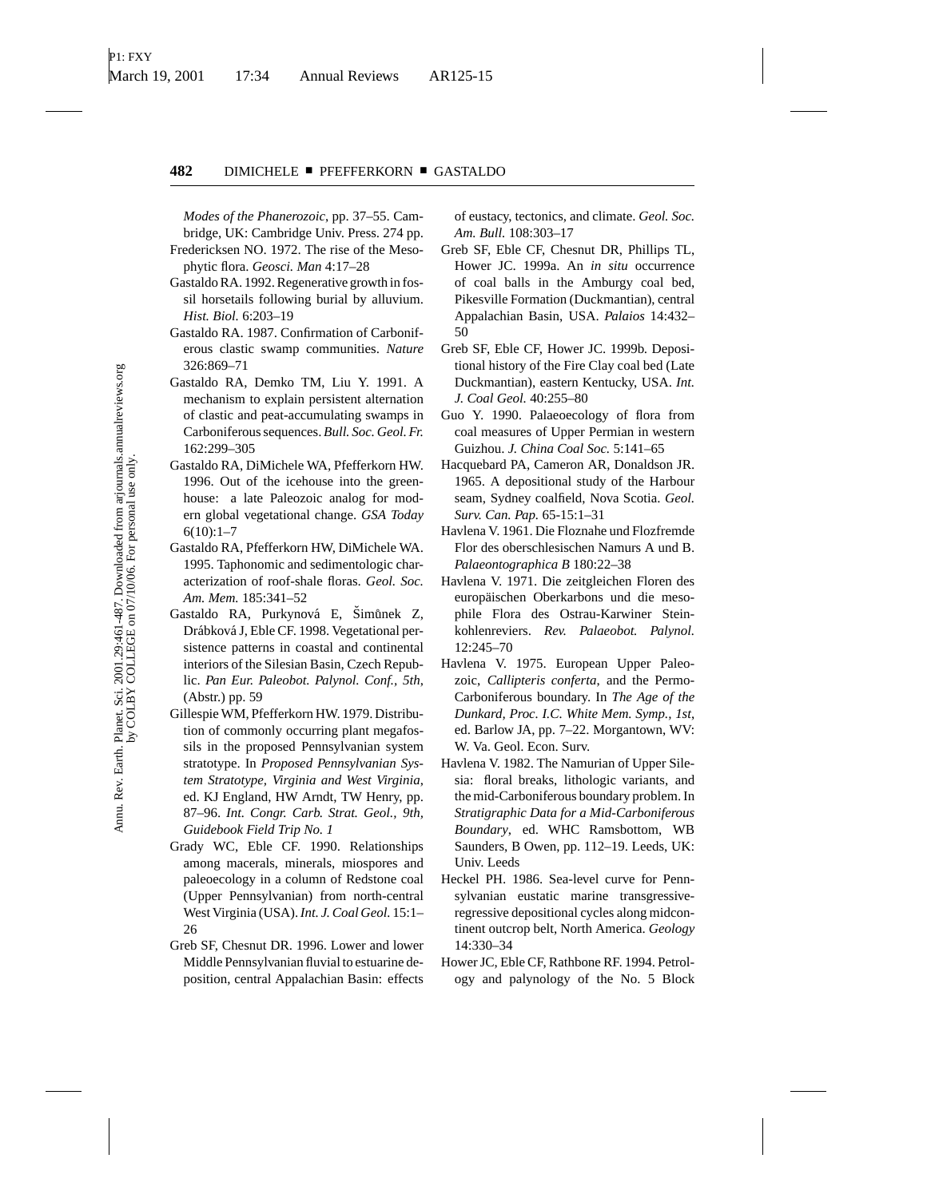*Modes of the Phanerozoic*, pp. 37–55. Cambridge, UK: Cambridge Univ. Press. 274 pp.

Fredericksen NO. 1972. The rise of the Mesophytic flora. *Geosci. Man* 4:17–28

Gastaldo RA. 1992. Regenerative growth in fossil horsetails following burial by alluvium. *Hist. Biol.* 6:203–19

Gastaldo RA. 1987. Confirmation of Carboniferous clastic swamp communities. *Nature* 326:869–71

Gastaldo RA, Demko TM, Liu Y. 1991. A mechanism to explain persistent alternation of clastic and peat-accumulating swamps in Carboniferous sequences. *Bull. Soc. Geol. Fr.* 162:299–305

Gastaldo RA, DiMichele WA, Pfefferkorn HW. 1996. Out of the icehouse into the greenhouse: a late Paleozoic analog for modern global vegetational change. *GSA Today* 6(10):1–7

Gastaldo RA, Pfefferkorn HW, DiMichele WA. 1995. Taphonomic and sedimentologic characterization of roof-shale floras. *Geol. Soc. Am. Mem.* 185:341–52

Gastaldo RA, Purkynová E, Šimůnek Z, Drábková J, Eble CF. 1998. Vegetational persistence patterns in coastal and continental interiors of the Silesian Basin, Czech Republic. *Pan Eur. Paleobot. Palynol. Conf., 5th,* (Abstr.) pp. 59

Gillespie WM, Pfefferkorn HW. 1979. Distribution of commonly occurring plant megafossils in the proposed Pennsylvanian system stratotype. In *Proposed Pennsylvanian System Stratotype, Virginia and West Virginia*, ed. KJ England, HW Arndt, TW Henry, pp. 87–96. *Int. Congr. Carb. Strat. Geol., 9th, Guidebook Field Trip No. 1*

Grady WC, Eble CF. 1990. Relationships among macerals, minerals, miospores and paleoecology in a column of Redstone coal (Upper Pennsylvanian) from north-central West Virginia (USA). *Int. J. Coal Geol.* 15:1–26

Greb SF, Chesnut DR. 1996. Lower and lower Middle Pennsylvanian fluvial to estuarine deposition, central Appalachian Basin: effects of eustacy, tectonics, and climate. *Geol. Soc. Am. Bull.* 108:303–17

Greb SF, Eble CF, Chesnut DR, Phillips TL, Hower JC. 1999a. An *in situ* occurrence of coal balls in the Amburgy coal bed, Pikesville Formation (Duckmantian), central Appalachian Basin, USA. *Palaios* 14:432–50

Greb SF, Eble CF, Hower JC. 1999b. Depositional history of the Fire Clay coal bed (Late Duckmantian), eastern Kentucky, USA. *Int. J. Coal Geol.* 40:255–80

Guo Y. 1990. Palaeoecology of flora from coal measures of Upper Permian in western Guizhou. *J. China Coal Soc.* 5:141–65

Hacquebard PA, Cameron AR, Donaldson JR. 1965. A depositional study of the Harbour seam, Sydney coalfield, Nova Scotia. *Geol. Surv. Can. Pap.* 65-15:1–31

Havlena V. 1961. Die Floznahe und Flozfremde Flor des oberschlesischen Namurs A und B. *Palaeontographica B* 180:22–38

Havlena V. 1971. Die zeitgleichen Floren des europäischen Oberkarbons und die mesophile Flora des Ostrau-Karwiner Steinkohlenreviers. *Rev. Palaeobot. Palynol.* 12:245–70

Havlena V. 1975. European Upper Paleozoic, *Callipteris conferta*, and the Permo-Carboniferous boundary. In *The Age of the Dunkard, Proc. I.C. White Mem. Symp., 1st*, ed. Barlow JA, pp. 7–22. Morgantown, WV: W. Va. Geol. Econ. Surv.

Havlena V. 1982. The Namurian of Upper Silesia: floral breaks, lithologic variants, and the mid-Carboniferous boundary problem. In *Stratigraphic Data for a Mid-Carboniferous Boundary*, ed. WHC Ramsbottom, WB Saunders, B Owen, pp. 112–19. Leeds, UK: Univ. Leeds

Heckel PH. 1986. Sea-level curve for Pennsylvanian eustatic marine transgressive-regressive depositional cycles along midcontinent outcrop belt, North America. *Geology* 14:330–34

Hower JC, Eble CF, Rathbone RF. 1994. Petrology and palynology of the No. 5 Block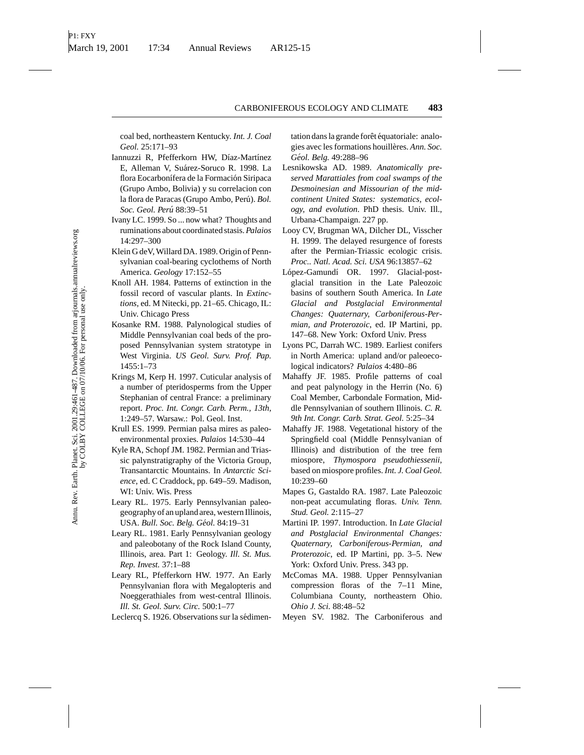coal bed, northeastern Kentucky. *Int. J. Coal Geol.* 25:171–93

Iannuzzi R, Pfefferkorn HW, Díaz-Martínez E, Alleman V, Suárez-Soruco R. 1998. La flora Eocarbonífera de la Formación Siripaca (Grupo Ambo, Bolivia) y su correlacion con la flora de Paracas (Grupo Ambo, Perú). *Bol. Soc. Geol. Perú* 88:39–51

Ivany LC. 1999. So ... now what? Thoughts and ruminations about coordinated stasis. *Palaios* 14:297–300

Klein G deV, Willard DA. 1989. Origin of Pennsylvanian coal-bearing cyclothems of North America. *Geology* 17:152–55

Knoll AH. 1984. Patterns of extinction in the fossil record of vascular plants. In *Extinctions*, ed. M Nitecki, pp. 21–65. Chicago, IL: Univ. Chicago Press

Kosanke RM. 1988. Palynological studies of Middle Pennsylvanian coal beds of the proposed Pennsylvanian system stratotype in West Virginia. *US Geol. Surv. Prof. Pap.* 1455:1–73

Krings M, Kerp H. 1997. Cuticular analysis of a number of pteridosperms from the Upper Stephanian of central France: a preliminary report. *Proc. Int. Congr. Carb. Perm., 13th*, 1:249–57. Warsaw.: Pol. Geol. Inst.

Krull ES. 1999. Permian palsa mires as paleoenvironmental proxies. *Palaios* 14:530–44

Kyle RA, Schopf JM. 1982. Permian and Triassic palynstratigraphy of the Victoria Group, Transantarctic Mountains. In *Antarctic Science*, ed. C Craddock, pp. 649–59. Madison, WI: Univ. Wis. Press

Leary RL. 1975. Early Pennsylvanian paleogeography of an upland area, western Illinois, USA. *Bull. Soc. Belg. Géol.* 84:19–31

Leary RL. 1981. Early Pennsylvanian geology and paleobotany of the Rock Island County, Illinois, area. Part 1: Geology. *Ill. St. Mus. Rep. Invest.* 37:1–88

Leary RL, Pfefferkorn HW. 1977. An Early Pennsylvanian flora with Megalopteris and Noeggerathiales from west-central Illinois. *Ill. St. Geol. Surv. Circ.* 500:1–77

Leclercq S. 1926. Observations sur la sédimentation dans la grande forêt équatoriale: analogies avec les formations houillères. *Ann. Soc. Géol. Belg.* 49:288–96

Lesnikowska AD. 1989. *Anatomically preserved Marattiales from coal swamps of the Desmoinesian and Missourian of the midcontinent United States: systematics, ecology, and evolution*. PhD thesis. Univ. Ill., Urbana-Champaign. 227 pp.

Looy CV, Brugman WA, Dilcher DL, Visscher H. 1999. The delayed resurgence of forests after the Permian-Triassic ecologic crisis. *Proc.. Natl. Acad. Sci. USA* 96:13857–62

López-Gamundí OR. 1997. Glacial-postglacial transition in the Late Paleozoic basins of southern South America. In *Late Glacial and Postglacial Environmental Changes: Quaternary, Carboniferous-Permian, and Proterozoic*, ed. IP Martini, pp. 147–68. New York: Oxford Univ. Press

Lyons PC, Darrah WC. 1989. Earliest conifers in North America: upland and/or paleoecological indicators? *Palaios* 4:480–86

Mahaffy JF. 1985. Profile patterns of coal and peat palynology in the Herrin (No. 6) Coal Member, Carbondale Formation, Middle Pennsylvanian of southern Illinois. *C. R. 9th Int. Congr. Carb. Strat. Geol.* 5:25–34

Mahaffy JF. 1988. Vegetational history of the Springfield coal (Middle Pennsylvanian of Illinois) and distribution of the tree fern miospore, *Thymospora pseudothiessenii*, based on miospore profiles. *Int. J. Coal Geol.* 10:239–60

Mapes G, Gastaldo RA. 1987. Late Paleozoic non-peat accumulating floras. *Univ. Tenn. Stud. Geol.* 2:115–27

Martini IP. 1997. Introduction. In *Late Glacial and Postglacial Environmental Changes: Quaternary, Carboniferous-Permian, and Proterozoic*, ed. IP Martini, pp. 3–5. New York: Oxford Univ. Press. 343 pp.

McComas MA. 1988. Upper Pennsylvanian compression floras of the 7–11 Mine, Columbiana County, northeastern Ohio. *Ohio J. Sci.* 88:48–52

Meyen SV. 1982. The Carboniferous and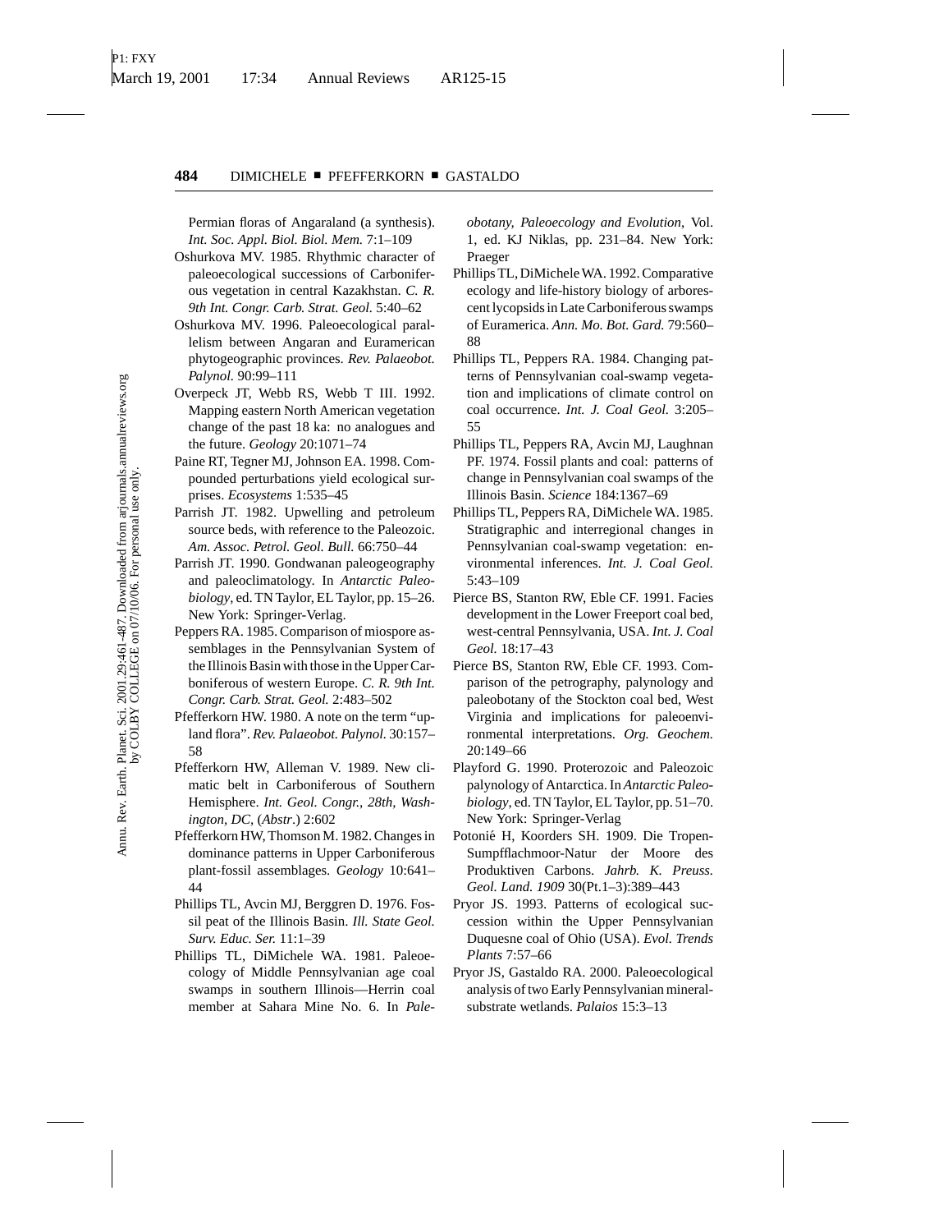Permian floras of Angaraland (a synthesis). *Int. Soc. Appl. Biol. Biol. Mem.* 7:1–109

Oshurkova MV. 1985. Rhythmic character of paleoecological successions of Carboniferous vegetation in central Kazakhstan. *C. R. 9th Int. Congr. Carb. Strat. Geol.* 5:40–62

Oshurkova MV. 1996. Paleoecological parallelism between Angaran and Euramerican phytogeographic provinces. *Rev. Palaeobot. Palynol.* 90:99–111

Overpeck JT, Webb RS, Webb T III. 1992. Mapping eastern North American vegetation change of the past 18 ka: no analogues and the future. *Geology* 20:1071–74

Paine RT, Tegner MJ, Johnson EA. 1998. Compounded perturbations yield ecological surprises. *Ecosystems* 1:535–45

Parrish JT. 1982. Upwelling and petroleum source beds, with reference to the Paleozoic. *Am. Assoc. Petrol. Geol. Bull.* 66:750–44

Parrish JT. 1990. Gondwanan paleogeography and paleoclimatology. In *Antarctic Paleobiology*, ed. TN Taylor, EL Taylor, pp. 15–26. New York: Springer-Verlag.

Peppers RA. 1985. Comparison of miospore assemblages in the Pennsylvanian System of the Illinois Basin with those in the Upper Carboniferous of western Europe. *C. R. 9th Int. Congr. Carb. Strat. Geol.* 2:483–502

Pfefferkorn HW. 1980. A note on the term "upland flora". *Rev. Palaeobot. Palynol.* 30:157–58

Pfefferkorn HW, Alleman V. 1989. New climatic belt in Carboniferous of Southern Hemisphere. *Int. Geol. Congr., 28th, Washington, DC,* (*Abstr*.) 2:602

Pfefferkorn HW, Thomson M. 1982. Changes in dominance patterns in Upper Carboniferous plant-fossil assemblages. *Geology* 10:641–44

Phillips TL, Avcin MJ, Berggren D. 1976. Fossil peat of the Illinois Basin. *Ill. State Geol. Surv. Educ. Ser.* 11:1–39

Phillips TL, DiMichele WA. 1981. Paleoecology of Middle Pennsylvanian age coal swamps in southern Illinois—Herrin coal member at Sahara Mine No. 6. In *Paleobotany, Paleoecology and Evolution*, Vol. 1, ed. KJ Niklas, pp. 231–84. New York: Praeger

Phillips TL, DiMichele WA. 1992. Comparative ecology and life-history biology of arborescent lycopsids in Late Carboniferous swamps of Euramerica. *Ann. Mo. Bot. Gard.* 79:560–88

Phillips TL, Peppers RA. 1984. Changing patterns of Pennsylvanian coal-swamp vegetation and implications of climate control on coal occurrence. *Int. J. Coal Geol.* 3:205–55

Phillips TL, Peppers RA, Avcin MJ, Laughnan PF. 1974. Fossil plants and coal: patterns of change in Pennsylvanian coal swamps of the Illinois Basin. *Science* 184:1367–69

Phillips TL, Peppers RA, DiMichele WA. 1985. Stratigraphic and interregional changes in Pennsylvanian coal-swamp vegetation: environmental inferences. *Int. J. Coal Geol.* 5:43–109

Pierce BS, Stanton RW, Eble CF. 1991. Facies development in the Lower Freeport coal bed, west-central Pennsylvania, USA. *Int. J. Coal Geol.* 18:17–43

Pierce BS, Stanton RW, Eble CF. 1993. Comparison of the petrography, palynology and paleobotany of the Stockton coal bed, West Virginia and implications for paleoenvironmental interpretations. *Org. Geochem.* 20:149–66

Playford G. 1990. Proterozoic and Paleozoic palynology of Antarctica. In *Antarctic Paleobiology*, ed. TN Taylor, EL Taylor, pp. 51–70. New York: Springer-Verlag

Potonié H, Koorders SH. 1909. Die Tropen-Sumpfflachmoor-Natur der Moore des Produktiven Carbons. *Jahrb. K. Preuss. Geol. Land. 1909* 30(Pt.1–3):389–443

Pryor JS. 1993. Patterns of ecological succession within the Upper Pennsylvanian Duquesne coal of Ohio (USA). *Evol. Trends Plants* 7:57–66

Pryor JS, Gastaldo RA. 2000. Paleoecological analysis of two Early Pennsylvanian mineral-substrate wetlands. *Palaios* 15:3–13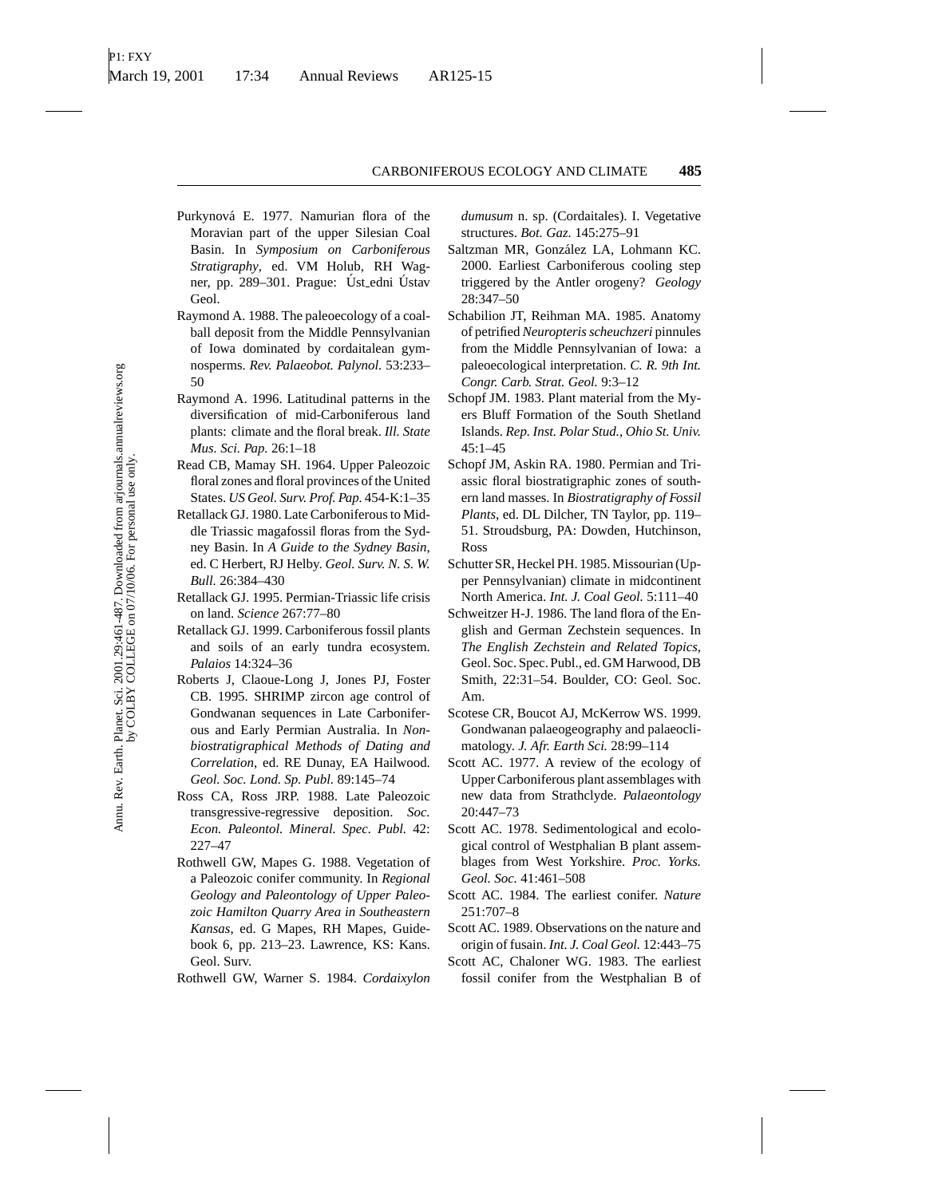Purkynová E. 1977. Namurian flora of the Moravian part of the upper Silesian Coal Basin. In *Symposium on Carboniferous Stratigraphy*, ed. VM Holub, RH Wagner, pp. 289–301. Prague: Úst_edni Ústav Geol.

Raymond A. 1988. The paleoecology of a coal-ball deposit from the Middle Pennsylvanian of Iowa dominated by cordaitalean gymnosperms. *Rev. Palaeobot. Palynol.* 53:233–50

Raymond A. 1996. Latitudinal patterns in the diversification of mid-Carboniferous land plants: climate and the floral break. *Ill. State Mus. Sci. Pap.* 26:1–18

Read CB, Mamay SH. 1964. Upper Paleozoic floral zones and floral provinces of the United States. *US Geol. Surv. Prof. Pap.* 454-K:1–35

Retallack GJ. 1980. Late Carboniferous to Middle Triassic magafossil floras from the Sydney Basin. In *A Guide to the Sydney Basin*, ed. C Herbert, RJ Helby. *Geol. Surv. N. S. W. Bull.* 26:384–430

Retallack GJ. 1995. Permian-Triassic life crisis on land. *Science* 267:77–80

Retallack GJ. 1999. Carboniferous fossil plants and soils of an early tundra ecosystem. *Palaios* 14:324–36

Roberts J, Claoue-Long J, Jones PJ, Foster CB. 1995. SHRIMP zircon age control of Gondwanan sequences in Late Carboniferous and Early Permian Australia. In *Non-biostratigraphical Methods of Dating and Correlation*, ed. RE Dunay, EA Hailwood. *Geol. Soc. Lond. Sp. Publ.* 89:145–74

Ross CA, Ross JRP. 1988. Late Paleozoic transgressive-regressive deposition. *Soc. Econ. Paleontol. Mineral. Spec. Publ.* 42:227–47

Rothwell GW, Mapes G. 1988. Vegetation of a Paleozoic conifer community. In *Regional Geology and Paleontology of Upper Paleozoic Hamilton Quarry Area in Southeastern Kansas*, ed. G Mapes, RH Mapes, Guidebook 6, pp. 213–23. Lawrence, KS: Kans. Geol. Surv.

Rothwell GW, Warner S. 1984. *Cordaixylon dumusum* n. sp. (Cordaitales). I. Vegetative structures. *Bot. Gaz.* 145:275–91

Saltzman MR, González LA, Lohmann KC. 2000. Earliest Carboniferous cooling step triggered by the Antler orogeny? *Geology* 28:347–50

Schabilion JT, Reihman MA. 1985. Anatomy of petrified *Neuropteris scheuchzeri* pinnules from the Middle Pennsylvanian of Iowa: a paleoecological interpretation. *C. R. 9th Int. Congr. Carb. Strat. Geol.* 9:3–12

Schopf JM. 1983. Plant material from the Myers Bluff Formation of the South Shetland Islands. *Rep. Inst. Polar Stud., Ohio St. Univ.* 45:1–45

Schopf JM, Askin RA. 1980. Permian and Triassic floral biostratigraphic zones of southern land masses. In *Biostratigraphy of Fossil Plants*, ed. DL Dilcher, TN Taylor, pp. 119–51. Stroudsburg, PA: Dowden, Hutchinson, Ross

Schutter SR, Heckel PH. 1985. Missourian (Upper Pennsylvanian) climate in midcontinent North America. *Int. J. Coal Geol.* 5:111–40

Schweitzer H-J. 1986. The land flora of the English and German Zechstein sequences. In *The English Zechstein and Related Topics*, Geol. Soc. Spec. Publ., ed. GM Harwood, DB Smith, 22:31–54. Boulder, CO: Geol. Soc. Am.

Scotese CR, Boucot AJ, McKerrow WS. 1999. Gondwanan palaeogeography and palaeoclimatology. *J. Afr. Earth Sci.* 28:99–114

Scott AC. 1977. A review of the ecology of Upper Carboniferous plant assemblages with new data from Strathclyde. *Palaeontology* 20:447–73

Scott AC. 1978. Sedimentological and ecological control of Westphalian B plant assemblages from West Yorkshire. *Proc. Yorks. Geol. Soc.* 41:461–508

Scott AC. 1984. The earliest conifer. *Nature* 251:707–8

Scott AC. 1989. Observations on the nature and origin of fusain. *Int. J. Coal Geol.* 12:443–75

Scott AC, Chaloner WG. 1983. The earliest fossil conifer from the Westphalian B of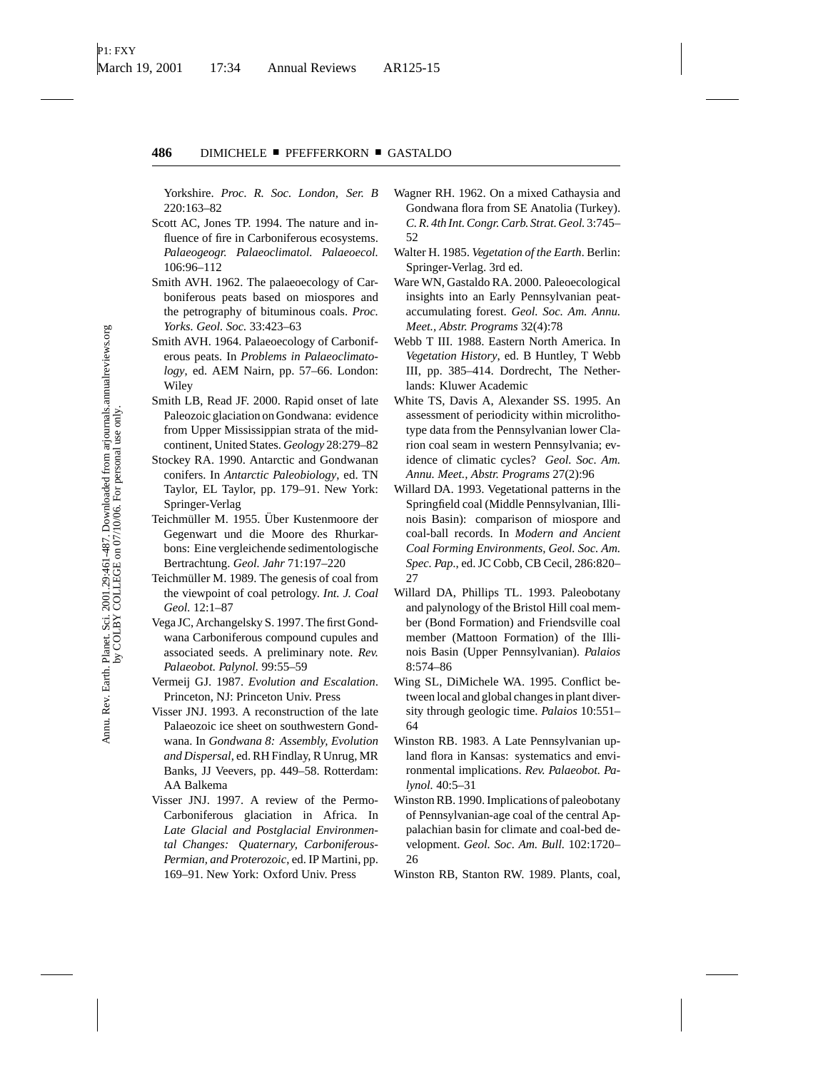Yorkshire. *Proc. R. Soc. London, Ser. B* 220:163–82

Scott AC, Jones TP. 1994. The nature and influence of fire in Carboniferous ecosystems. *Palaeogeogr. Palaeoclimatol. Palaeoecol.* 106:96–112

Smith AVH. 1962. The palaeoecology of Carboniferous peats based on miospores and the petrography of bituminous coals. *Proc. Yorks. Geol. Soc.* 33:423–63

Smith AVH. 1964. Palaeoecology of Carboniferous peats. In *Problems in Palaeoclimatology*, ed. AEM Nairn, pp. 57–66. London: Wiley

Smith LB, Read JF. 2000. Rapid onset of late Paleozoic glaciation on Gondwana: evidence from Upper Mississippian strata of the midcontinent, United States. *Geology* 28:279–82

Stockey RA. 1990. Antarctic and Gondwanan conifers. In *Antarctic Paleobiology*, ed. TN Taylor, EL Taylor, pp. 179–91. New York: Springer-Verlag

Teichmüller M. 1955. Über Kustenmoore der Gegenwart und die Moore des Rhurkarbons: Eine vergleichende sedimentologische Bertrachtung. *Geol. Jahr* 71:197–220

Teichmüller M. 1989. The genesis of coal from the viewpoint of coal petrology. *Int. J. Coal Geol.* 12:1–87

Vega JC, Archangelsky S. 1997. The first Gondwana Carboniferous compound cupules and associated seeds. A preliminary note. *Rev. Palaeobot. Palynol.* 99:55–59

Vermeij GJ. 1987. *Evolution and Escalation*. Princeton, NJ: Princeton Univ. Press

Visser JNJ. 1993. A reconstruction of the late Palaeozoic ice sheet on southwestern Gondwana. In *Gondwana 8: Assembly, Evolution and Dispersal*, ed. RH Findlay, R Unrug, MR Banks, JJ Veevers, pp. 449–58. Rotterdam: AA Balkema

Visser JNJ. 1997. A review of the Permo-Carboniferous glaciation in Africa. In *Late Glacial and Postglacial Environmental Changes: Quaternary, Carboniferous-Permian, and Proterozoic*, ed. IP Martini, pp. 169–91. New York: Oxford Univ. Press

Wagner RH. 1962. On a mixed Cathaysia and Gondwana flora from SE Anatolia (Turkey). *C. R. 4th Int. Congr. Carb. Strat. Geol.* 3:745–52

Walter H. 1985. *Vegetation of the Earth*. Berlin: Springer-Verlag. 3rd ed.

Ware WN, Gastaldo RA. 2000. Paleoecological insights into an Early Pennsylvanian peat-accumulating forest. *Geol. Soc. Am. Annu. Meet., Abstr. Programs* 32(4):78

Webb T III. 1988. Eastern North America. In *Vegetation History*, ed. B Huntley, T Webb III, pp. 385–414. Dordrecht, The Netherlands: Kluwer Academic

White TS, Davis A, Alexander SS. 1995. An assessment of periodicity within microlithotype data from the Pennsylvanian lower Clarion coal seam in western Pennsylvania; evidence of climatic cycles? *Geol. Soc. Am. Annu. Meet., Abstr. Programs* 27(2):96

Willard DA. 1993. Vegetational patterns in the Springfield coal (Middle Pennsylvanian, Illinois Basin): comparison of miospore and coal-ball records. In *Modern and Ancient Coal Forming Environments, Geol. Soc. Am. Spec. Pap.*, ed. JC Cobb, CB Cecil, 286:820–27

Willard DA, Phillips TL. 1993. Paleobotany and palynology of the Bristol Hill coal member (Bond Formation) and Friendsville coal member (Mattoon Formation) of the Illinois Basin (Upper Pennsylvanian). *Palaios* 8:574–86

Wing SL, DiMichele WA. 1995. Conflict between local and global changes in plant diversity through geologic time. *Palaios* 10:551–64

Winston RB. 1983. A Late Pennsylvanian upland flora in Kansas: systematics and environmental implications. *Rev. Palaeobot. Palynol.* 40:5–31

Winston RB. 1990. Implications of paleobotany of Pennsylvanian-age coal of the central Appalachian basin for climate and coal-bed development. *Geol. Soc. Am. Bull.* 102:1720–26

Winston RB, Stanton RW. 1989. Plants, coal,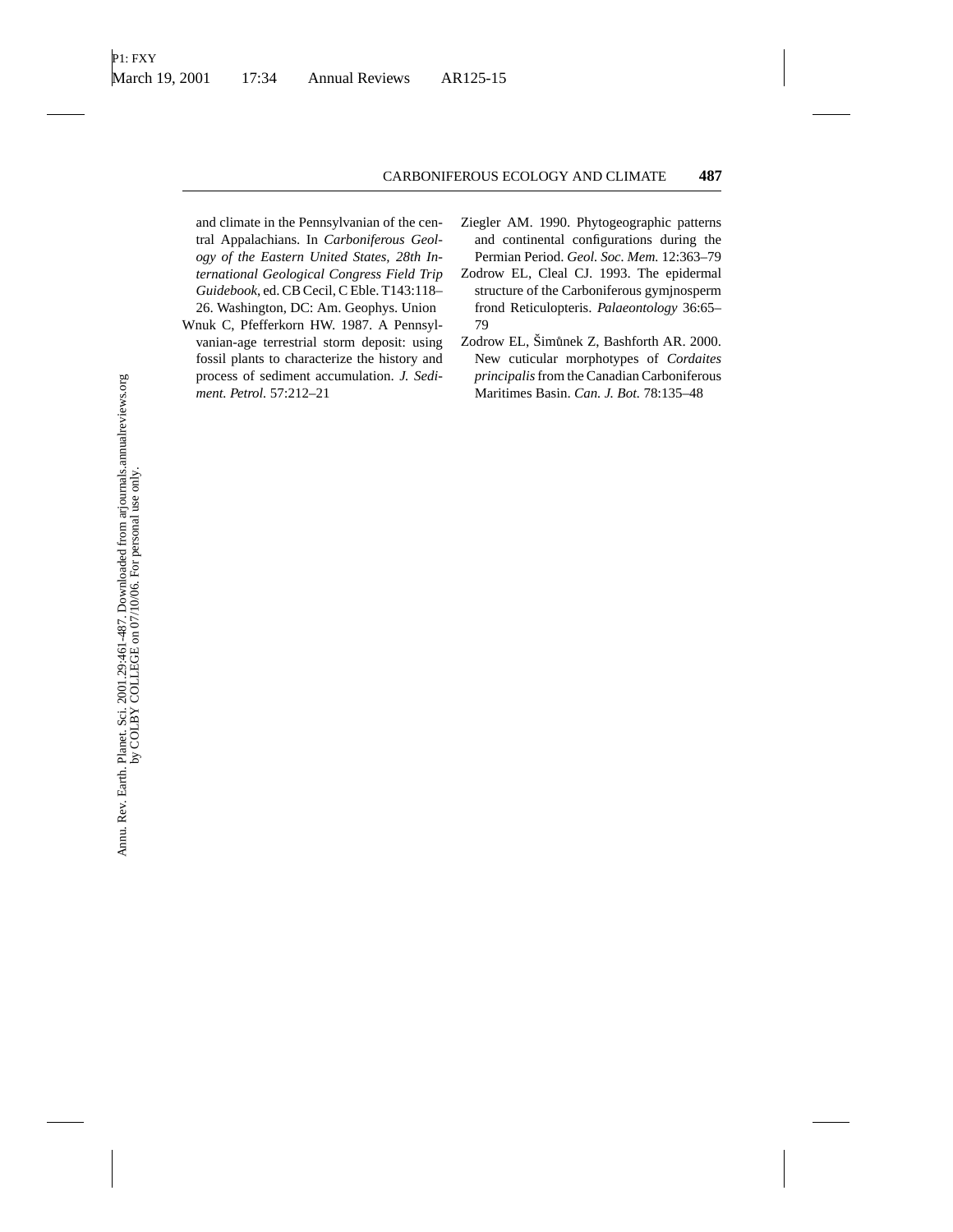and climate in the Pennsylvanian of the central Appalachians. In *Carboniferous Geology of the Eastern United States, 28th International Geological Congress Field Trip Guidebook*, ed. CB Cecil, C Eble. T143:118–26. Washington, DC: Am. Geophys. Union

Wnuk C, Pfefferkorn HW. 1987. A Pennsylvanian-age terrestrial storm deposit: using fossil plants to characterize the history and process of sediment accumulation. *J. Sediment. Petrol.* 57:212–21

Ziegler AM. 1990. Phytogeographic patterns and continental configurations during the Permian Period. *Geol. Soc. Mem.* 12:363–79

Zodrow EL, Cleal CJ. 1993. The epidermal structure of the Carboniferous gymjnosperm frond Reticulopteris. *Palaeontology* 36:65–79

Zodrow EL, Šimůnek Z, Bashforth AR. 2000. New cuticular morphotypes of *Cordaites principalis* from the Canadian Carboniferous Maritimes Basin. *Can. J. Bot.* 78:135–48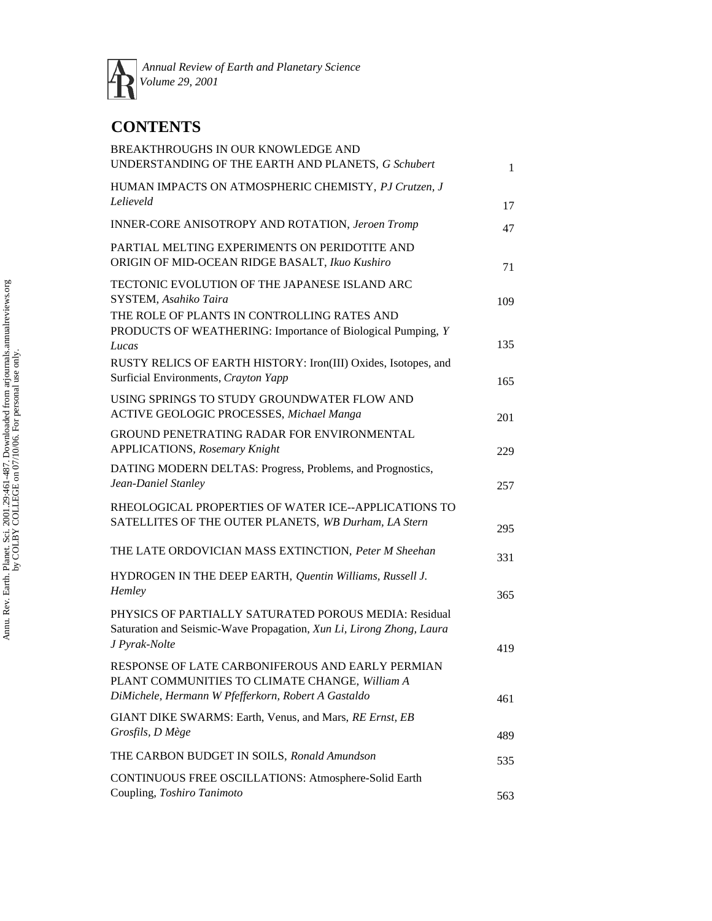*Annual Review of Earth and Planetary Science*
*Volume 29, 2001*

# CONTENTS

| | |
|---|---|
| BREAKTHROUGHS IN OUR KNOWLEDGE AND UNDERSTANDING OF THE EARTH AND PLANETS, *G Schubert* | 1 |
| HUMAN IMPACTS ON ATMOSPHERIC CHEMISTY, *PJ Crutzen, J Lelieveld* | 17 |
| INNER-CORE ANISOTROPY AND ROTATION, *Jeroen Tromp* | 47 |
| PARTIAL MELTING EXPERIMENTS ON PERIDOTITE AND ORIGIN OF MID-OCEAN RIDGE BASALT, *Ikuo Kushiro* | 71 |
| TECTONIC EVOLUTION OF THE JAPANESE ISLAND ARC SYSTEM, *Asahiko Taira* | 109 |
| THE ROLE OF PLANTS IN CONTROLLING RATES AND PRODUCTS OF WEATHERING: Importance of Biological Pumping, *Y Lucas* | 135 |
| RUSTY RELICS OF EARTH HISTORY: Iron(III) Oxides, Isotopes, and Surficial Environments, *Crayton Yapp* | 165 |
| USING SPRINGS TO STUDY GROUNDWATER FLOW AND ACTIVE GEOLOGIC PROCESSES, *Michael Manga* | 201 |
| GROUND PENETRATING RADAR FOR ENVIRONMENTAL APPLICATIONS, *Rosemary Knight* | 229 |
| DATING MODERN DELTAS: Progress, Problems, and Prognostics, *Jean-Daniel Stanley* | 257 |
| RHEOLOGICAL PROPERTIES OF WATER ICE--APPLICATIONS TO SATELLITES OF THE OUTER PLANETS, *WB Durham, LA Stern* | 295 |
| THE LATE ORDOVICIAN MASS EXTINCTION, *Peter M Sheehan* | 331 |
| HYDROGEN IN THE DEEP EARTH, *Quentin Williams, Russell J. Hemley* | 365 |
| PHYSICS OF PARTIALLY SATURATED POROUS MEDIA: Residual Saturation and Seismic-Wave Propagation, *Xun Li, Lirong Zhong, Laura J Pyrak-Nolte* | 419 |
| RESPONSE OF LATE CARBONIFEROUS AND EARLY PERMIAN PLANT COMMUNITIES TO CLIMATE CHANGE, *William A DiMichele, Hermann W Pfefferkorn, Robert A Gastaldo* | 461 |
| GIANT DIKE SWARMS: Earth, Venus, and Mars, *RE Ernst, EB Grosfils, D Mège* | 489 |
| THE CARBON BUDGET IN SOILS, *Ronald Amundson* | 535 |
| CONTINUOUS FREE OSCILLATIONS: Atmosphere-Solid Earth Coupling, *Toshiro Tanimoto* | 563 |